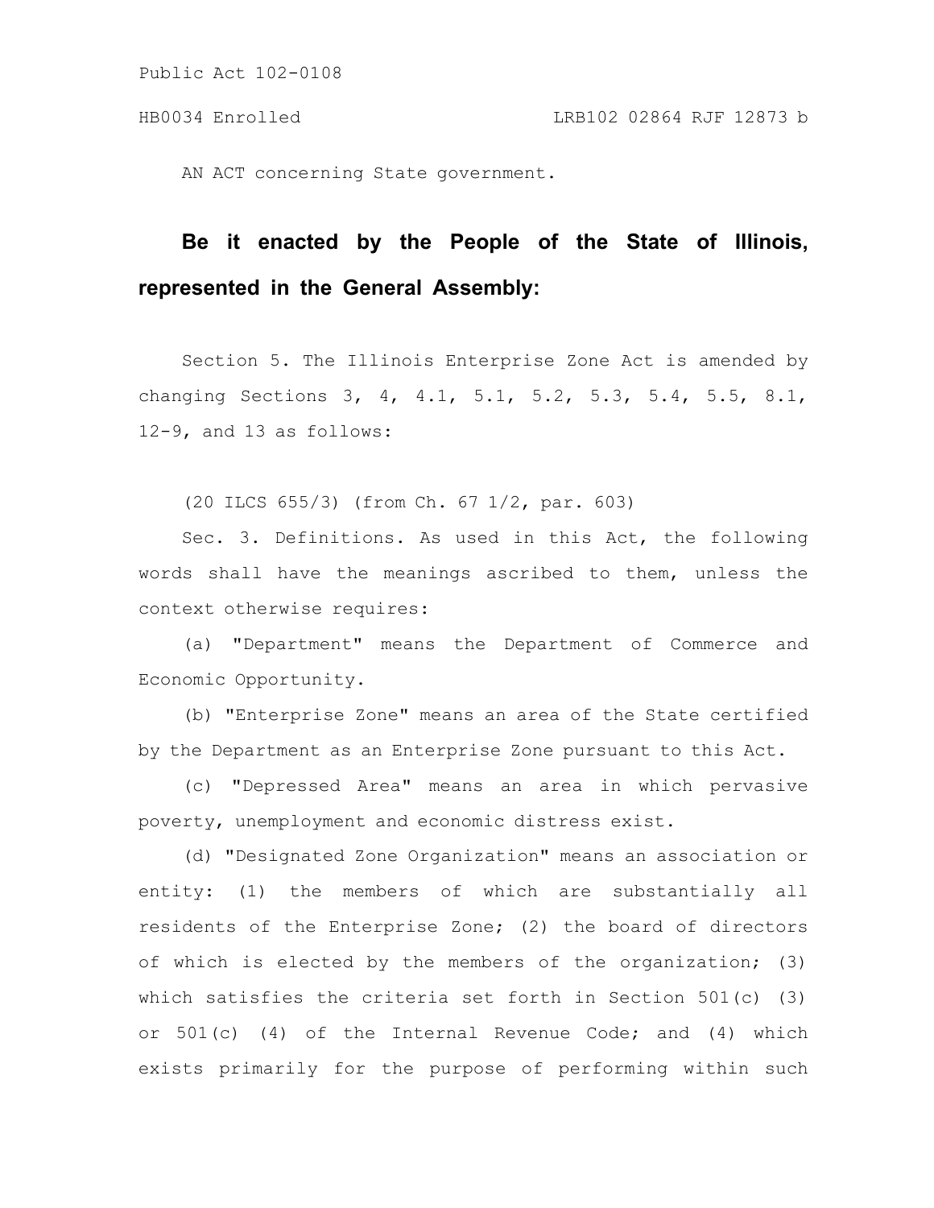Public Act 102-0108

HB0034 Enrolled LRB102 02864 RJF 12873 b

AN ACT concerning State government.

**Be it enacted by the People of the State of Illinois, represented in the General Assembly:**

Section 5. The Illinois Enterprise Zone Act is amended by changing Sections 3, 4, 4.1, 5.1, 5.2, 5.3, 5.4, 5.5, 8.1, 12-9, and 13 as follows:

(20 ILCS 655/3) (from Ch. 67 1/2, par. 603)

Sec. 3. Definitions. As used in this Act, the following words shall have the meanings ascribed to them, unless the context otherwise requires:

(a) "Department" means the Department of Commerce and Economic Opportunity.

(b) "Enterprise Zone" means an area of the State certified by the Department as an Enterprise Zone pursuant to this Act.

(c) "Depressed Area" means an area in which pervasive poverty, unemployment and economic distress exist.

(d) "Designated Zone Organization" means an association or entity: (1) the members of which are substantially all residents of the Enterprise Zone; (2) the board of directors of which is elected by the members of the organization; (3) which satisfies the criteria set forth in Section 501(c) (3) or 501(c) (4) of the Internal Revenue Code; and (4) which exists primarily for the purpose of performing within such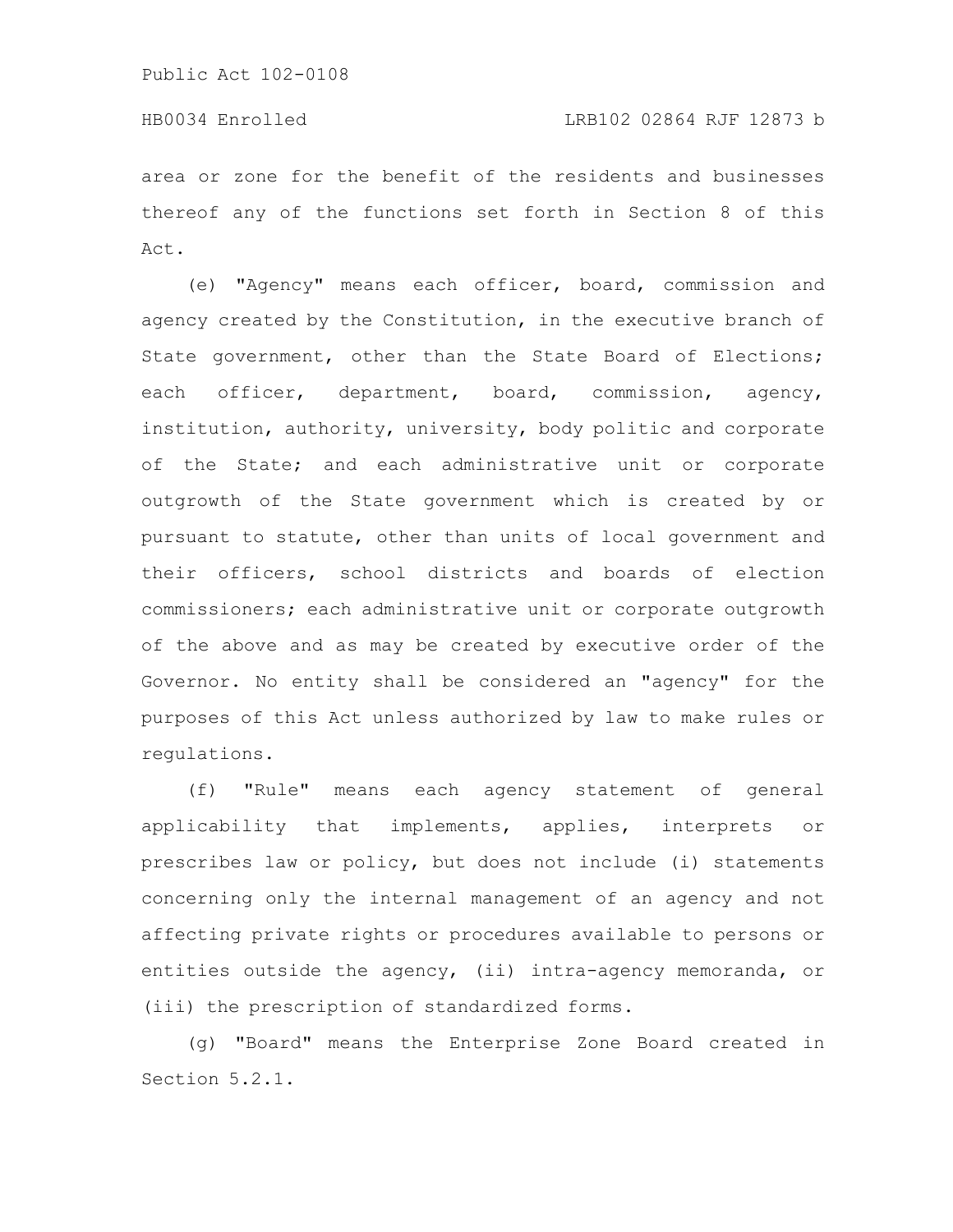area or zone for the benefit of the residents and businesses thereof any of the functions set forth in Section 8 of this Act.

(e) "Agency" means each officer, board, commission and agency created by the Constitution, in the executive branch of State government, other than the State Board of Elections; each officer, department, board, commission, agency, institution, authority, university, body politic and corporate of the State; and each administrative unit or corporate outgrowth of the State government which is created by or pursuant to statute, other than units of local government and their officers, school districts and boards of election commissioners; each administrative unit or corporate outgrowth of the above and as may be created by executive order of the Governor. No entity shall be considered an "agency" for the purposes of this Act unless authorized by law to make rules or regulations.

(f) "Rule" means each agency statement of general applicability that implements, applies, interprets or prescribes law or policy, but does not include (i) statements concerning only the internal management of an agency and not affecting private rights or procedures available to persons or entities outside the agency, (ii) intra-agency memoranda, or (iii) the prescription of standardized forms.

(g) "Board" means the Enterprise Zone Board created in Section 5.2.1.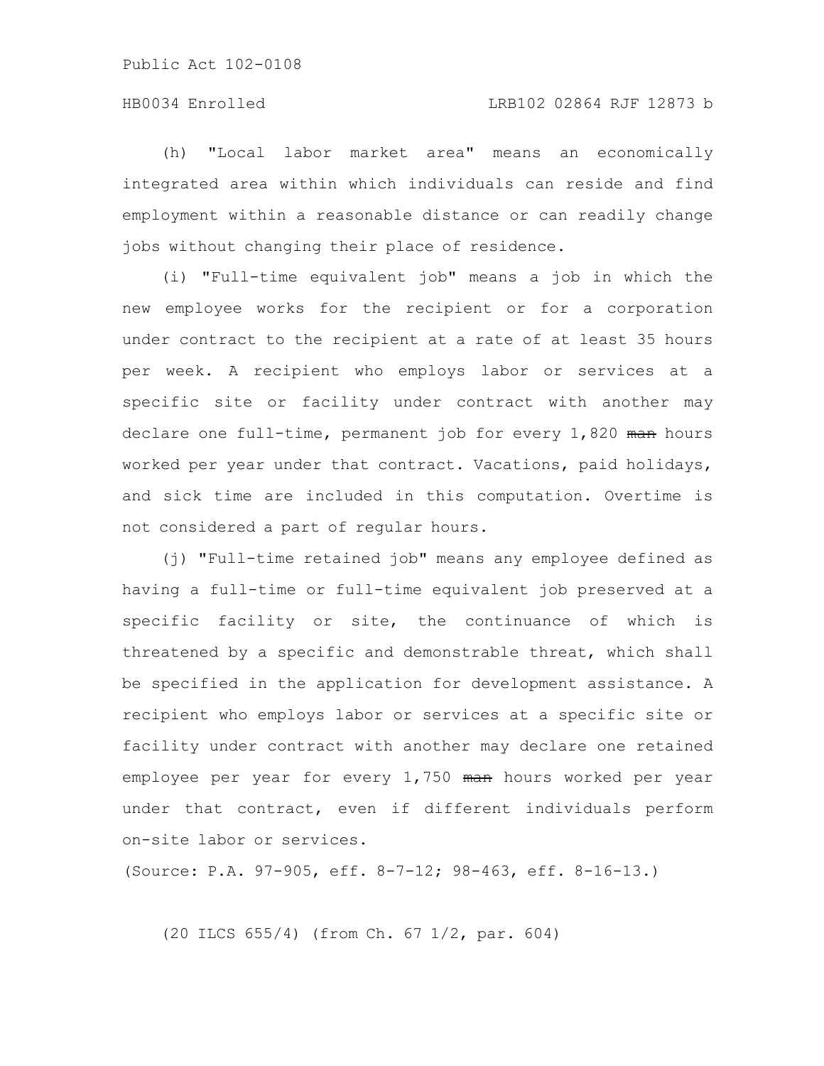(h) "Local labor market area" means an economically integrated area within which individuals can reside and find employment within a reasonable distance or can readily change jobs without changing their place of residence.

(i) "Full-time equivalent job" means a job in which the new employee works for the recipient or for a corporation under contract to the recipient at a rate of at least 35 hours per week. A recipient who employs labor or services at a specific site or facility under contract with another may declare one full-time, permanent job for every 1,820 ~~man~~ hours worked per year under that contract. Vacations, paid holidays, and sick time are included in this computation. Overtime is not considered a part of regular hours.

(j) "Full-time retained job" means any employee defined as having a full-time or full-time equivalent job preserved at a specific facility or site, the continuance of which is threatened by a specific and demonstrable threat, which shall be specified in the application for development assistance. A recipient who employs labor or services at a specific site or facility under contract with another may declare one retained employee per year for every 1,750 ~~man~~ hours worked per year under that contract, even if different individuals perform on-site labor or services.

(Source: P.A. 97-905, eff. 8-7-12; 98-463, eff. 8-16-13.)

(20 ILCS 655/4) (from Ch. 67 1/2, par. 604)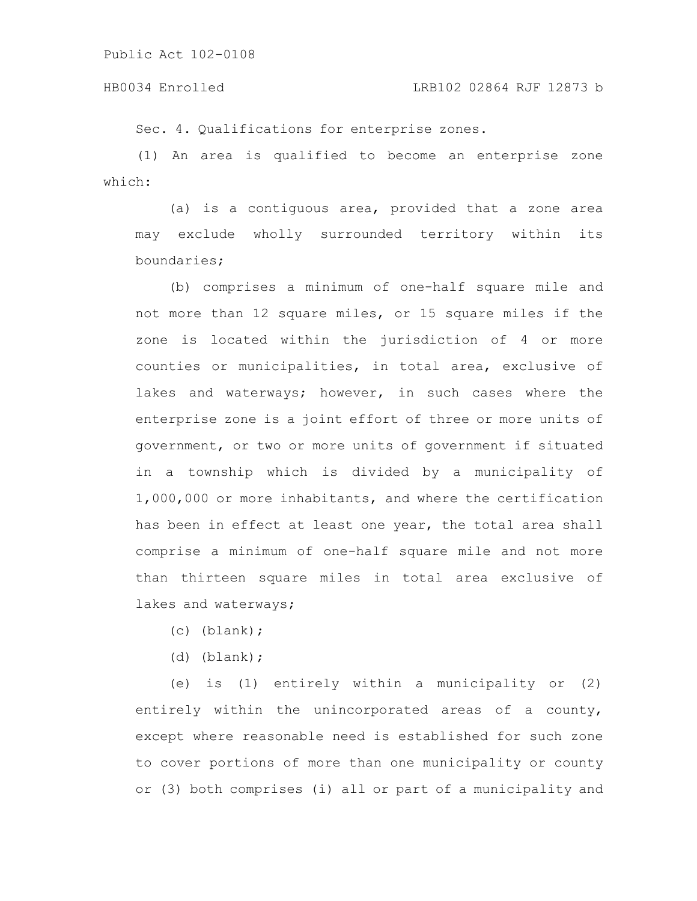Sec. 4. Qualifications for enterprise zones.

(1) An area is qualified to become an enterprise zone which:

(a) is a contiguous area, provided that a zone area may exclude wholly surrounded territory within its boundaries;

(b) comprises a minimum of one-half square mile and not more than 12 square miles, or 15 square miles if the zone is located within the jurisdiction of 4 or more counties or municipalities, in total area, exclusive of lakes and waterways; however, in such cases where the enterprise zone is a joint effort of three or more units of government, or two or more units of government if situated in a township which is divided by a municipality of 1,000,000 or more inhabitants, and where the certification has been in effect at least one year, the total area shall comprise a minimum of one-half square mile and not more than thirteen square miles in total area exclusive of lakes and waterways;

(c) (blank);

(d) (blank);

(e) is (1) entirely within a municipality or (2) entirely within the unincorporated areas of a county, except where reasonable need is established for such zone to cover portions of more than one municipality or county or (3) both comprises (i) all or part of a municipality and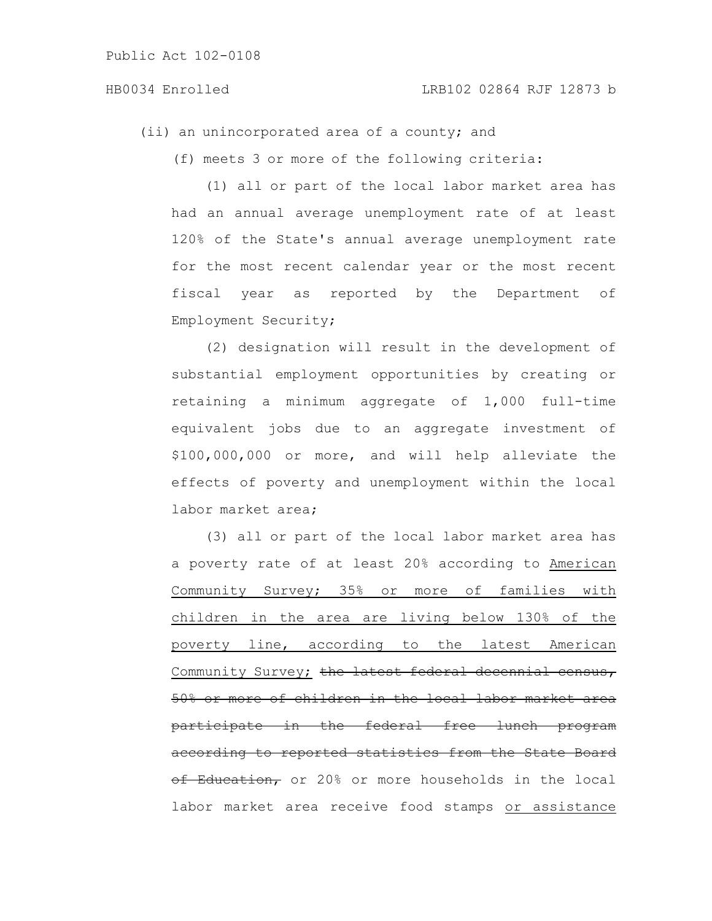(ii) an unincorporated area of a county; and

(f) meets 3 or more of the following criteria:

(1) all or part of the local labor market area has had an annual average unemployment rate of at least 120% of the State's annual average unemployment rate for the most recent calendar year or the most recent fiscal year as reported by the Department of Employment Security;

(2) designation will result in the development of substantial employment opportunities by creating or retaining a minimum aggregate of 1,000 full-time equivalent jobs due to an aggregate investment of $100,000,000 or more, and will help alleviate the effects of poverty and unemployment within the local labor market area;

(3) all or part of the local labor market area has a poverty rate of at least 20% according to <u>American Community Survey; 35% or more of families with children in the area are living below 130% of the poverty line, according to the latest American Community Survey;</u> ~~the latest federal decennial census, 50% or more of children in the local labor market area participate in the federal free lunch program according to reported statistics from the State Board of Education,~~ or 20% or more households in the local labor market area receive food stamps <u>or assistance</u>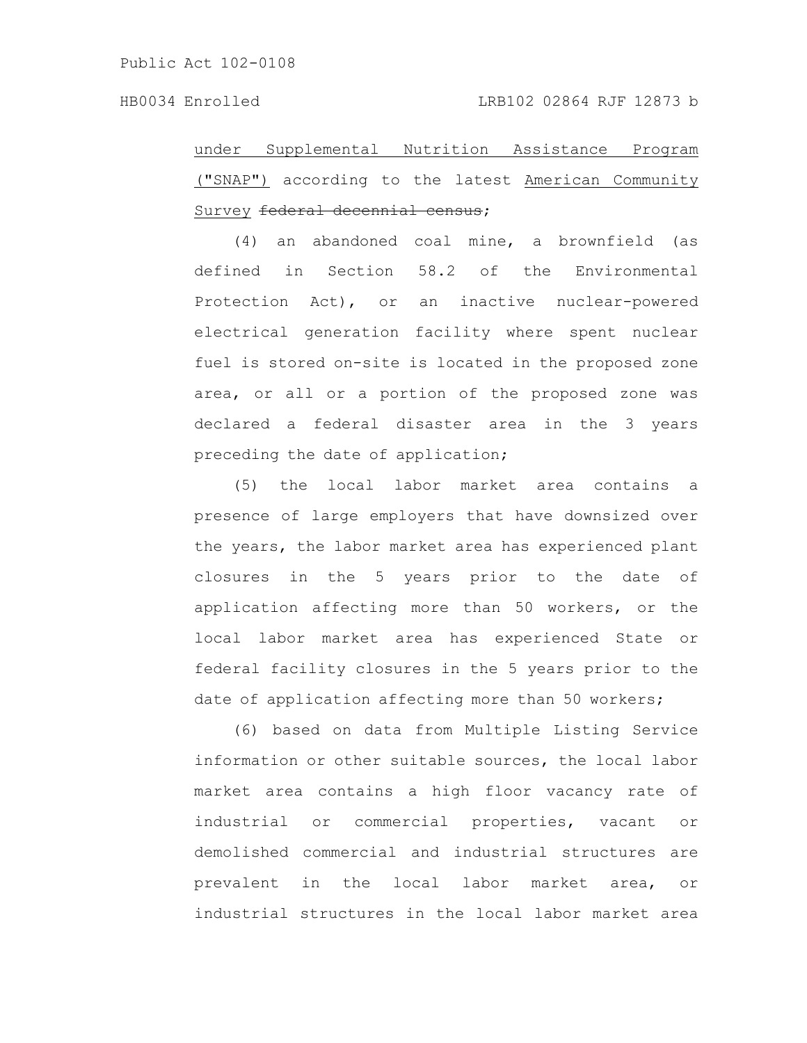under Supplemental Nutrition Assistance Program ("SNAP") according to the latest American Community Survey ~~federal decennial census~~;

(4) an abandoned coal mine, a brownfield (as defined in Section 58.2 of the Environmental Protection Act), or an inactive nuclear-powered electrical generation facility where spent nuclear fuel is stored on-site is located in the proposed zone area, or all or a portion of the proposed zone was declared a federal disaster area in the 3 years preceding the date of application;

(5) the local labor market area contains a presence of large employers that have downsized over the years, the labor market area has experienced plant closures in the 5 years prior to the date of application affecting more than 50 workers, or the local labor market area has experienced State or federal facility closures in the 5 years prior to the date of application affecting more than 50 workers;

(6) based on data from Multiple Listing Service information or other suitable sources, the local labor market area contains a high floor vacancy rate of industrial or commercial properties, vacant or demolished commercial and industrial structures are prevalent in the local labor market area, or industrial structures in the local labor market area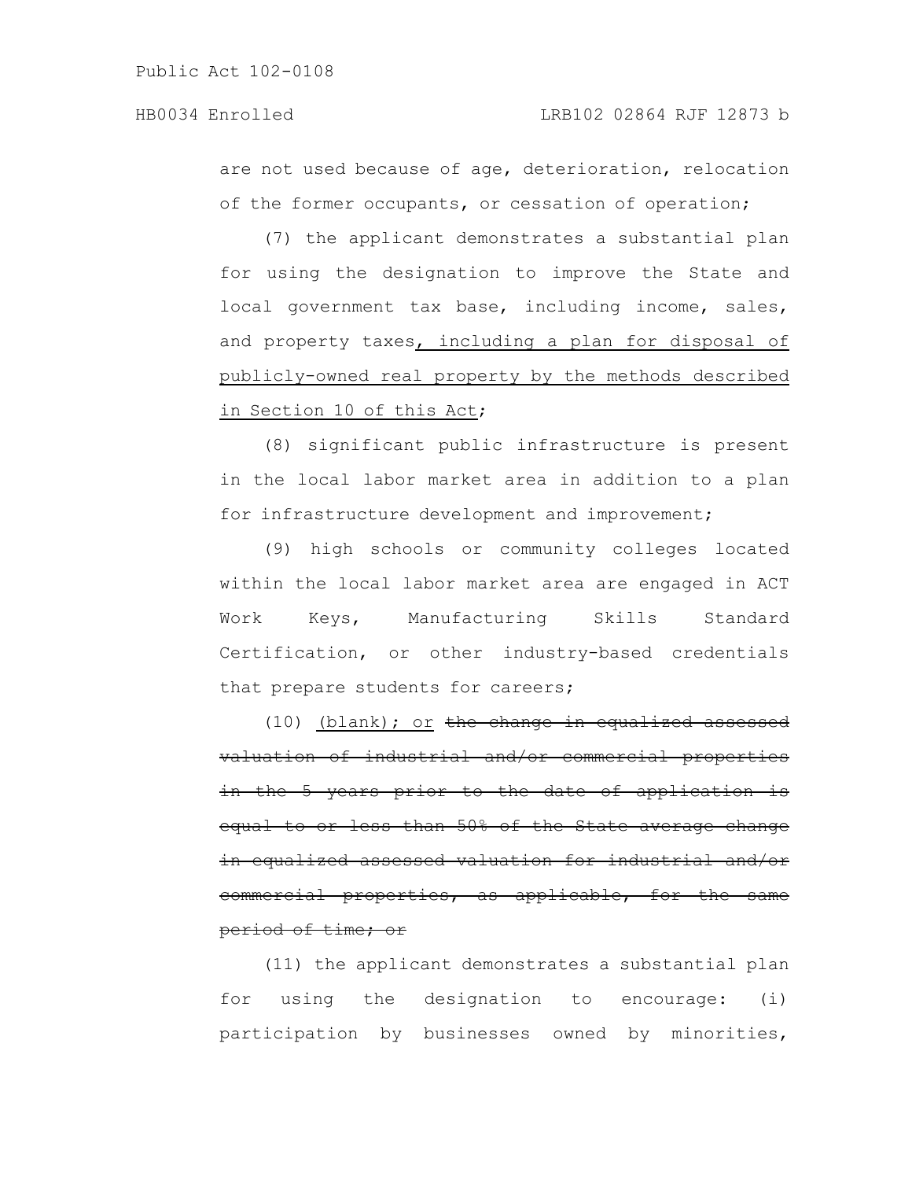are not used because of age, deterioration, relocation of the former occupants, or cessation of operation;

(7) the applicant demonstrates a substantial plan for using the designation to improve the State and local government tax base, including income, sales, and property taxes<u>, including a plan for disposal of publicly-owned real property by the methods described in Section 10 of this Act</u>;

(8) significant public infrastructure is present in the local labor market area in addition to a plan for infrastructure development and improvement;

(9) high schools or community colleges located within the local labor market area are engaged in ACT Work Keys, Manufacturing Skills Standard Certification, or other industry-based credentials that prepare students for careers;

(10) <u>(blank); or</u> ~~the change in equalized assessed valuation of industrial and/or commercial properties in the 5 years prior to the date of application is equal to or less than 50% of the State average change in equalized assessed valuation for industrial and/or commercial properties, as applicable, for the same period of time; or~~

(11) the applicant demonstrates a substantial plan for using the designation to encourage: (i) participation by businesses owned by minorities,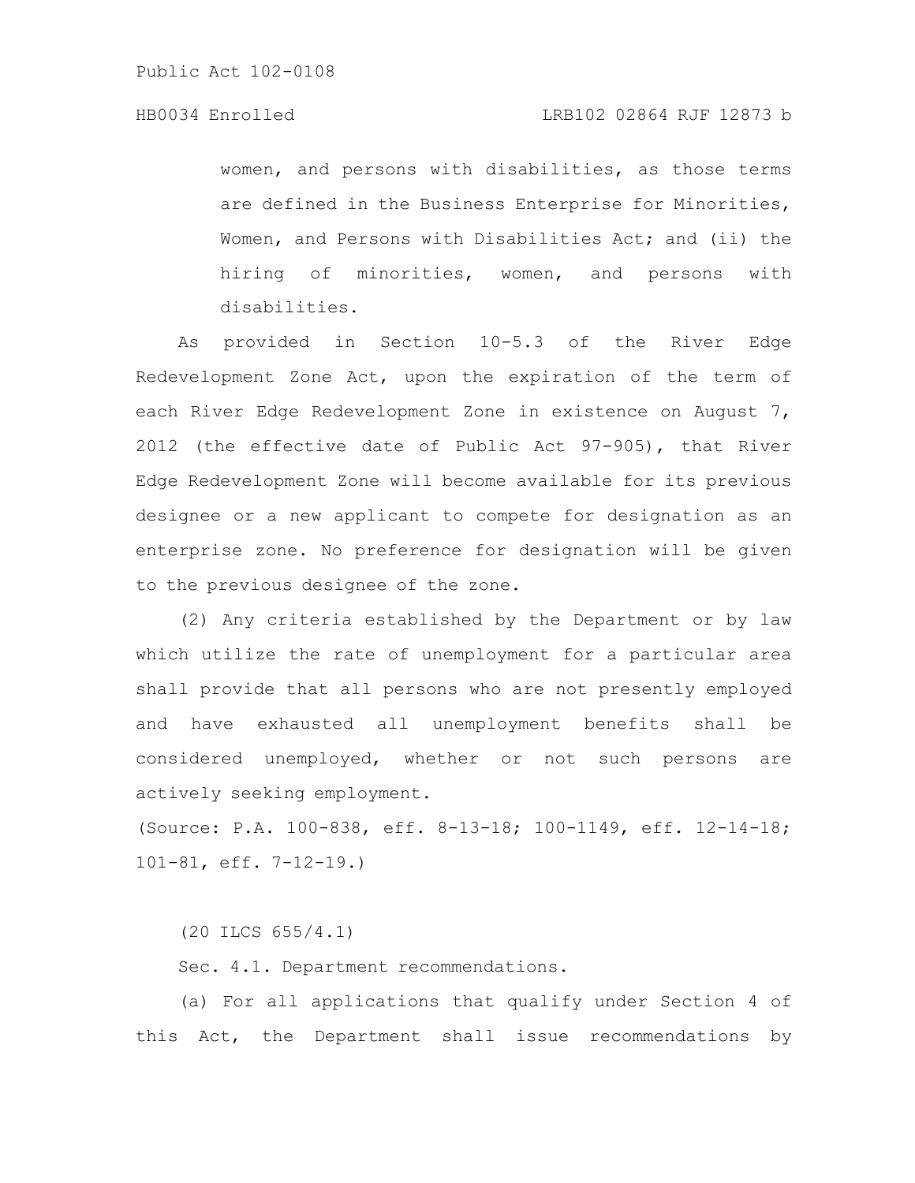women, and persons with disabilities, as those terms are defined in the Business Enterprise for Minorities, Women, and Persons with Disabilities Act; and (ii) the hiring of minorities, women, and persons with disabilities.

As provided in Section 10-5.3 of the River Edge Redevelopment Zone Act, upon the expiration of the term of each River Edge Redevelopment Zone in existence on August 7, 2012 (the effective date of Public Act 97-905), that River Edge Redevelopment Zone will become available for its previous designee or a new applicant to compete for designation as an enterprise zone. No preference for designation will be given to the previous designee of the zone.

(2) Any criteria established by the Department or by law which utilize the rate of unemployment for a particular area shall provide that all persons who are not presently employed and have exhausted all unemployment benefits shall be considered unemployed, whether or not such persons are actively seeking employment.

(Source: P.A. 100-838, eff. 8-13-18; 100-1149, eff. 12-14-18; 101-81, eff. 7-12-19.)

(20 ILCS 655/4.1)

Sec. 4.1. Department recommendations.

(a) For all applications that qualify under Section 4 of this Act, the Department shall issue recommendations by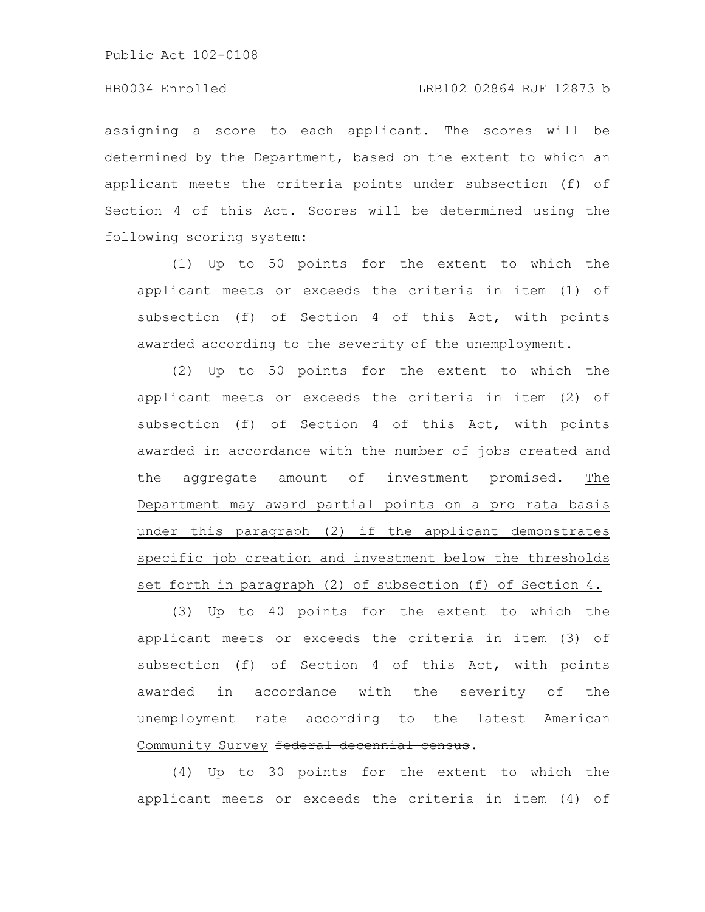assigning a score to each applicant. The scores will be determined by the Department, based on the extent to which an applicant meets the criteria points under subsection (f) of Section 4 of this Act. Scores will be determined using the following scoring system:

(1) Up to 50 points for the extent to which the applicant meets or exceeds the criteria in item (1) of subsection (f) of Section 4 of this Act, with points awarded according to the severity of the unemployment.

(2) Up to 50 points for the extent to which the applicant meets or exceeds the criteria in item (2) of subsection (f) of Section 4 of this Act, with points awarded in accordance with the number of jobs created and the aggregate amount of investment promised. The Department may award partial points on a pro rata basis under this paragraph (2) if the applicant demonstrates specific job creation and investment below the thresholds set forth in paragraph (2) of subsection (f) of Section 4.

(3) Up to 40 points for the extent to which the applicant meets or exceeds the criteria in item (3) of subsection (f) of Section 4 of this Act, with points awarded in accordance with the severity of the unemployment rate according to the latest American Community Survey ~~federal decennial census~~.

(4) Up to 30 points for the extent to which the applicant meets or exceeds the criteria in item (4) of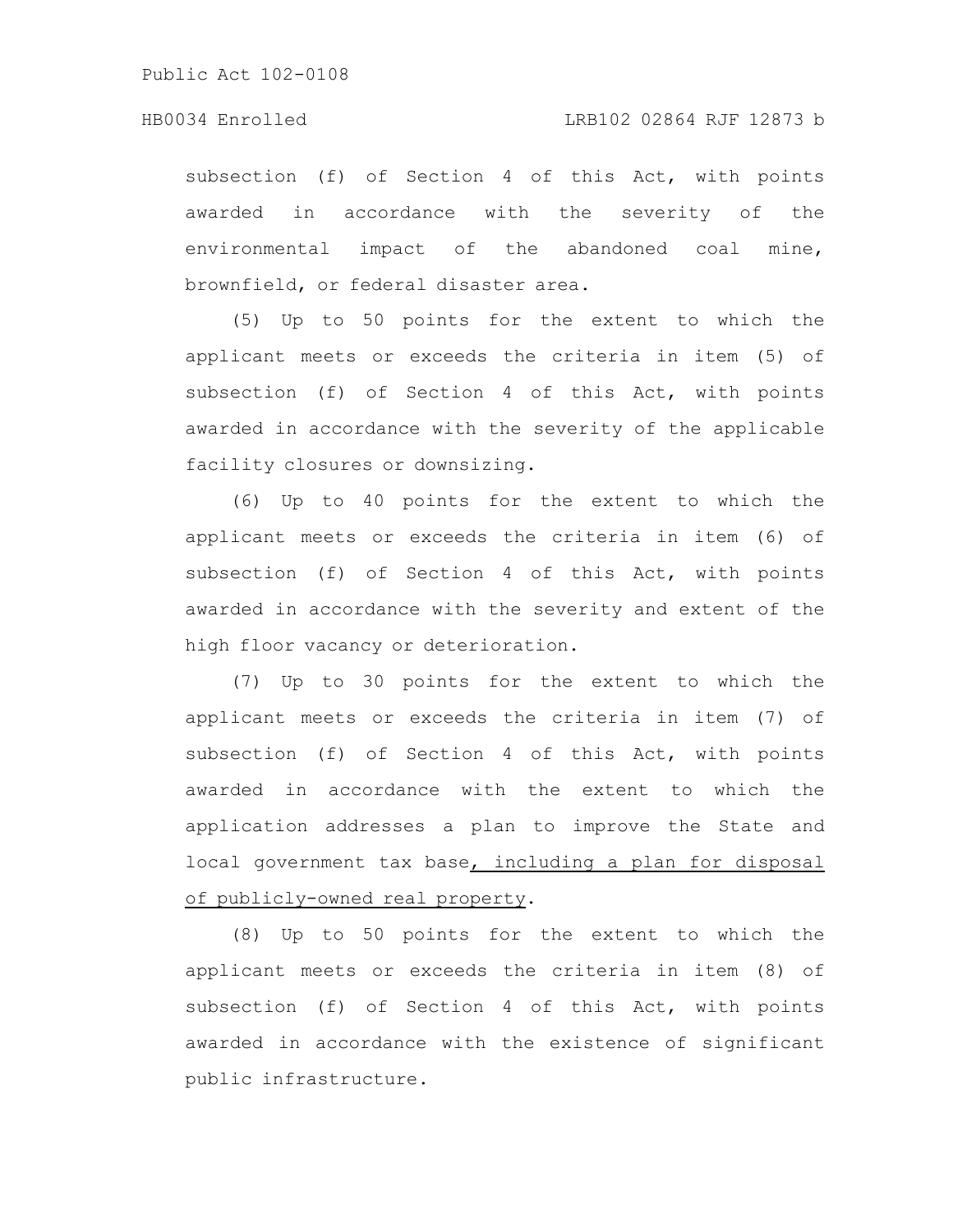subsection (f) of Section 4 of this Act, with points awarded in accordance with the severity of the environmental impact of the abandoned coal mine, brownfield, or federal disaster area.

(5) Up to 50 points for the extent to which the applicant meets or exceeds the criteria in item (5) of subsection (f) of Section 4 of this Act, with points awarded in accordance with the severity of the applicable facility closures or downsizing.

(6) Up to 40 points for the extent to which the applicant meets or exceeds the criteria in item (6) of subsection (f) of Section 4 of this Act, with points awarded in accordance with the severity and extent of the high floor vacancy or deterioration.

(7) Up to 30 points for the extent to which the applicant meets or exceeds the criteria in item (7) of subsection (f) of Section 4 of this Act, with points awarded in accordance with the extent to which the application addresses a plan to improve the State and local government tax base, including a plan for disposal of publicly-owned real property.

(8) Up to 50 points for the extent to which the applicant meets or exceeds the criteria in item (8) of subsection (f) of Section 4 of this Act, with points awarded in accordance with the existence of significant public infrastructure.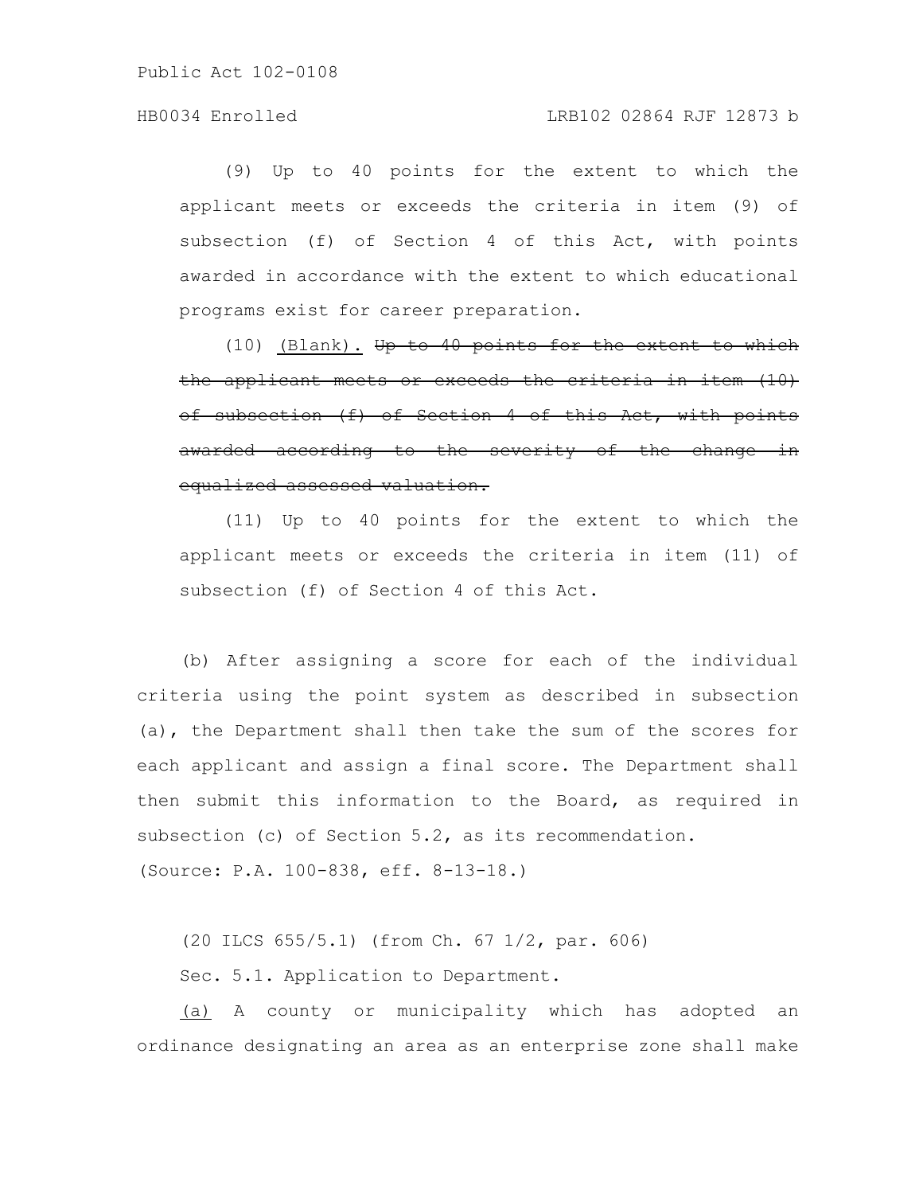(9) Up to 40 points for the extent to which the applicant meets or exceeds the criteria in item (9) of subsection (f) of Section 4 of this Act, with points awarded in accordance with the extent to which educational programs exist for career preparation.

(10) <u>(Blank).</u> ~~Up to 40 points for the extent to which the applicant meets or exceeds the criteria in item (10) of subsection (f) of Section 4 of this Act, with points awarded according to the severity of the change in equalized assessed valuation.~~

(11) Up to 40 points for the extent to which the applicant meets or exceeds the criteria in item (11) of subsection (f) of Section 4 of this Act.

(b) After assigning a score for each of the individual criteria using the point system as described in subsection (a), the Department shall then take the sum of the scores for each applicant and assign a final score. The Department shall then submit this information to the Board, as required in subsection (c) of Section 5.2, as its recommendation.

(Source: P.A. 100-838, eff. 8-13-18.)

(20 ILCS 655/5.1) (from Ch. 67 1/2, par. 606)

Sec. 5.1. Application to Department.

<u>(a)</u> A county or municipality which has adopted an ordinance designating an area as an enterprise zone shall make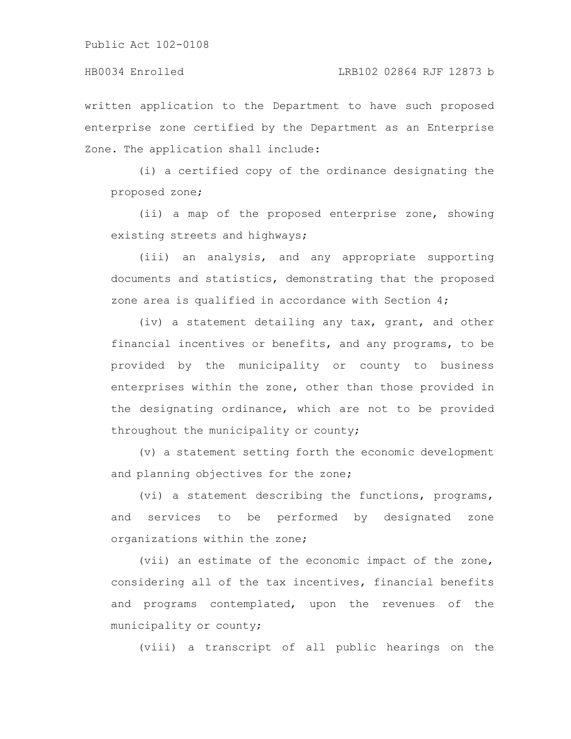written application to the Department to have such proposed enterprise zone certified by the Department as an Enterprise Zone. The application shall include:

(i) a certified copy of the ordinance designating the proposed zone;

(ii) a map of the proposed enterprise zone, showing existing streets and highways;

(iii) an analysis, and any appropriate supporting documents and statistics, demonstrating that the proposed zone area is qualified in accordance with Section 4;

(iv) a statement detailing any tax, grant, and other financial incentives or benefits, and any programs, to be provided by the municipality or county to business enterprises within the zone, other than those provided in the designating ordinance, which are not to be provided throughout the municipality or county;

(v) a statement setting forth the economic development and planning objectives for the zone;

(vi) a statement describing the functions, programs, and services to be performed by designated zone organizations within the zone;

(vii) an estimate of the economic impact of the zone, considering all of the tax incentives, financial benefits and programs contemplated, upon the revenues of the municipality or county;

(viii) a transcript of all public hearings on the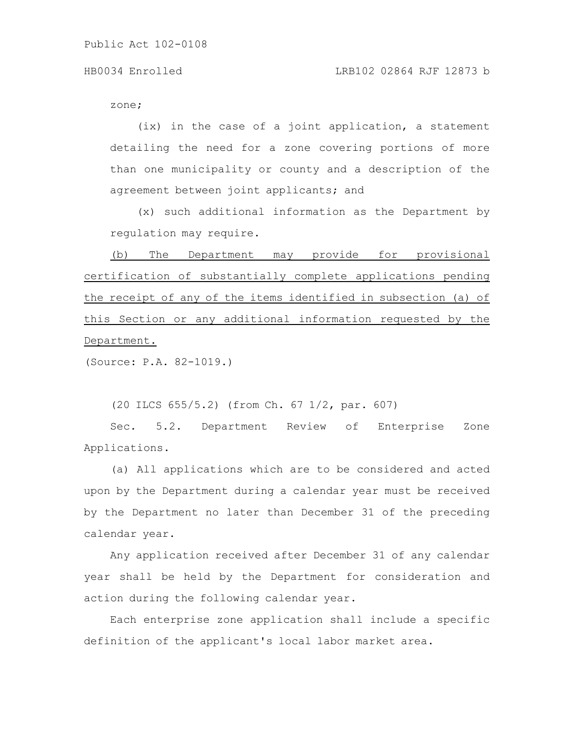zone;

(ix) in the case of a joint application, a statement detailing the need for a zone covering portions of more than one municipality or county and a description of the agreement between joint applicants; and

(x) such additional information as the Department by regulation may require.

<u>(b) The Department may provide for provisional certification of substantially complete applications pending the receipt of any of the items identified in subsection (a) of this Section or any additional information requested by the Department.</u>

(Source: P.A. 82-1019.)

(20 ILCS 655/5.2) (from Ch. 67 1/2, par. 607)

Sec. 5.2. Department Review of Enterprise Zone Applications.

(a) All applications which are to be considered and acted upon by the Department during a calendar year must be received by the Department no later than December 31 of the preceding calendar year.

Any application received after December 31 of any calendar year shall be held by the Department for consideration and action during the following calendar year.

Each enterprise zone application shall include a specific definition of the applicant's local labor market area.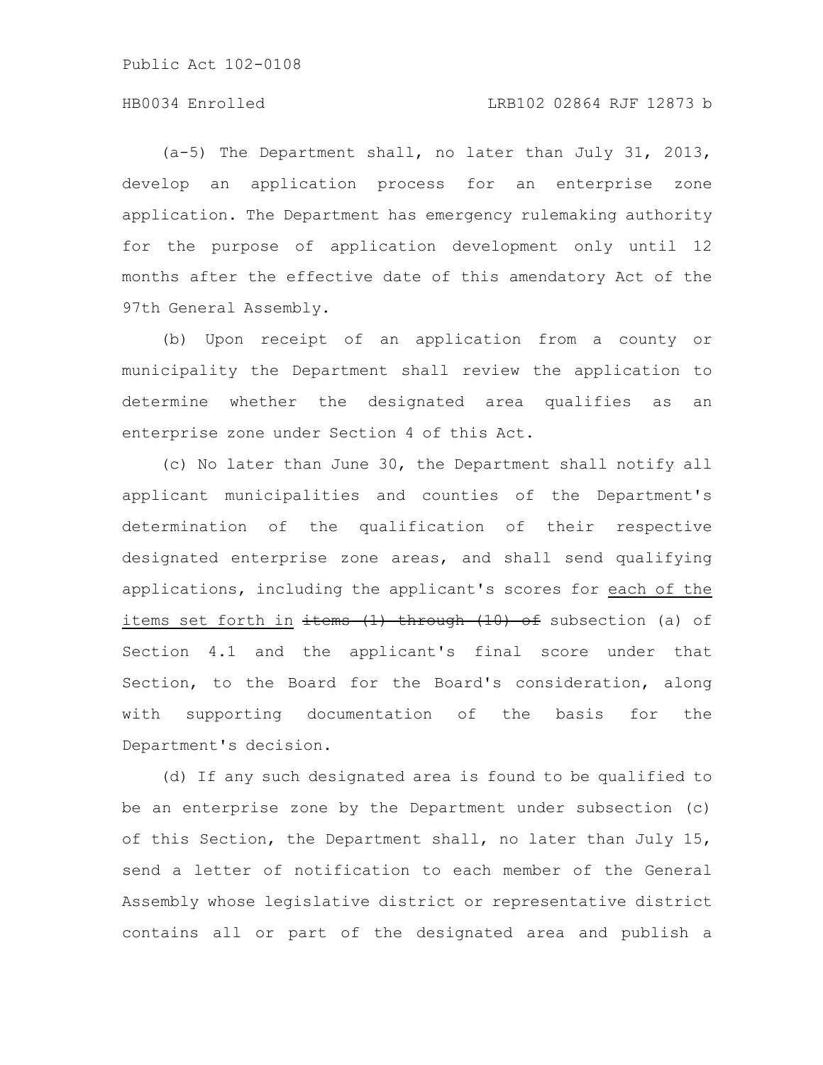(a-5) The Department shall, no later than July 31, 2013, develop an application process for an enterprise zone application. The Department has emergency rulemaking authority for the purpose of application development only until 12 months after the effective date of this amendatory Act of the 97th General Assembly.

(b) Upon receipt of an application from a county or municipality the Department shall review the application to determine whether the designated area qualifies as an enterprise zone under Section 4 of this Act.

(c) No later than June 30, the Department shall notify all applicant municipalities and counties of the Department's determination of the qualification of their respective designated enterprise zone areas, and shall send qualifying applications, including the applicant's scores for <u>each of the items set forth in</u> ~~items (1) through (10) of~~ subsection (a) of Section 4.1 and the applicant's final score under that Section, to the Board for the Board's consideration, along with supporting documentation of the basis for the Department's decision.

(d) If any such designated area is found to be qualified to be an enterprise zone by the Department under subsection (c) of this Section, the Department shall, no later than July 15, send a letter of notification to each member of the General Assembly whose legislative district or representative district contains all or part of the designated area and publish a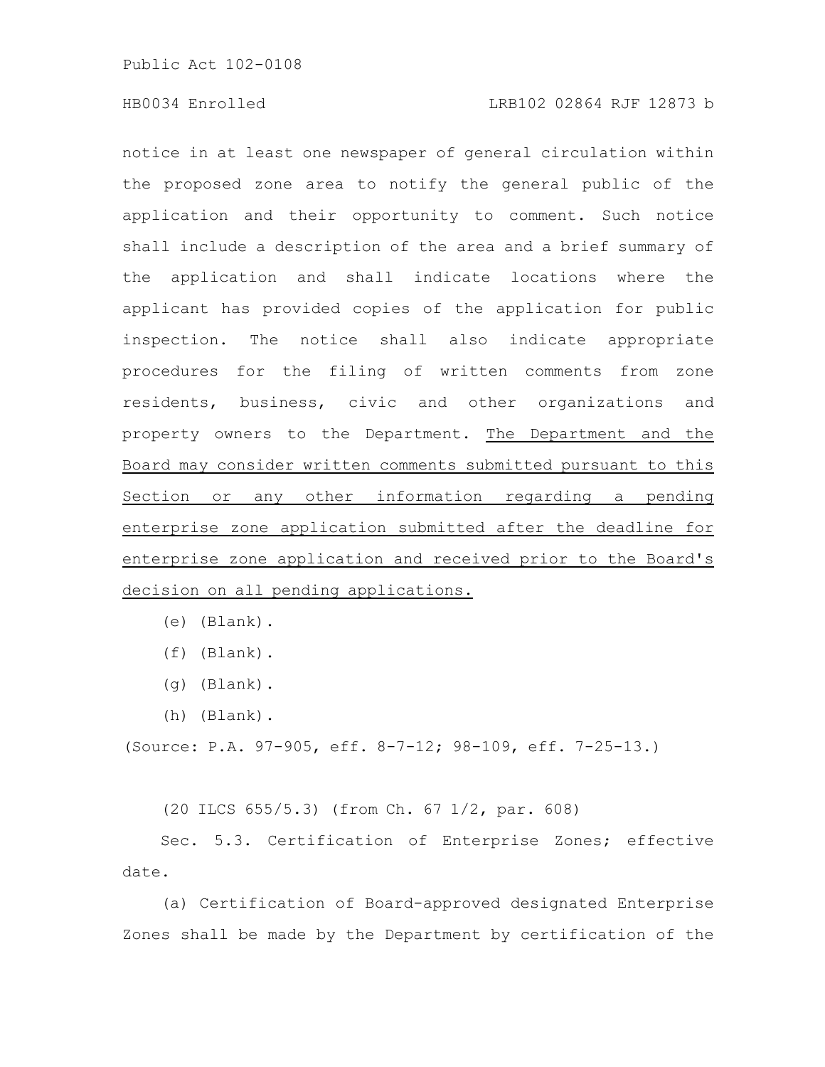notice in at least one newspaper of general circulation within the proposed zone area to notify the general public of the application and their opportunity to comment. Such notice shall include a description of the area and a brief summary of the application and shall indicate locations where the applicant has provided copies of the application for public inspection. The notice shall also indicate appropriate procedures for the filing of written comments from zone residents, business, civic and other organizations and property owners to the Department. <u>The Department and the Board may consider written comments submitted pursuant to this Section or any other information regarding a pending enterprise zone application submitted after the deadline for enterprise zone application and received prior to the Board's decision on all pending applications.</u>

(e) (Blank).

(f) (Blank).

(g) (Blank).

(h) (Blank).

(Source: P.A. 97-905, eff. 8-7-12; 98-109, eff. 7-25-13.)

(20 ILCS 655/5.3) (from Ch. 67 1/2, par. 608)

Sec. 5.3. Certification of Enterprise Zones; effective date.

(a) Certification of Board-approved designated Enterprise Zones shall be made by the Department by certification of the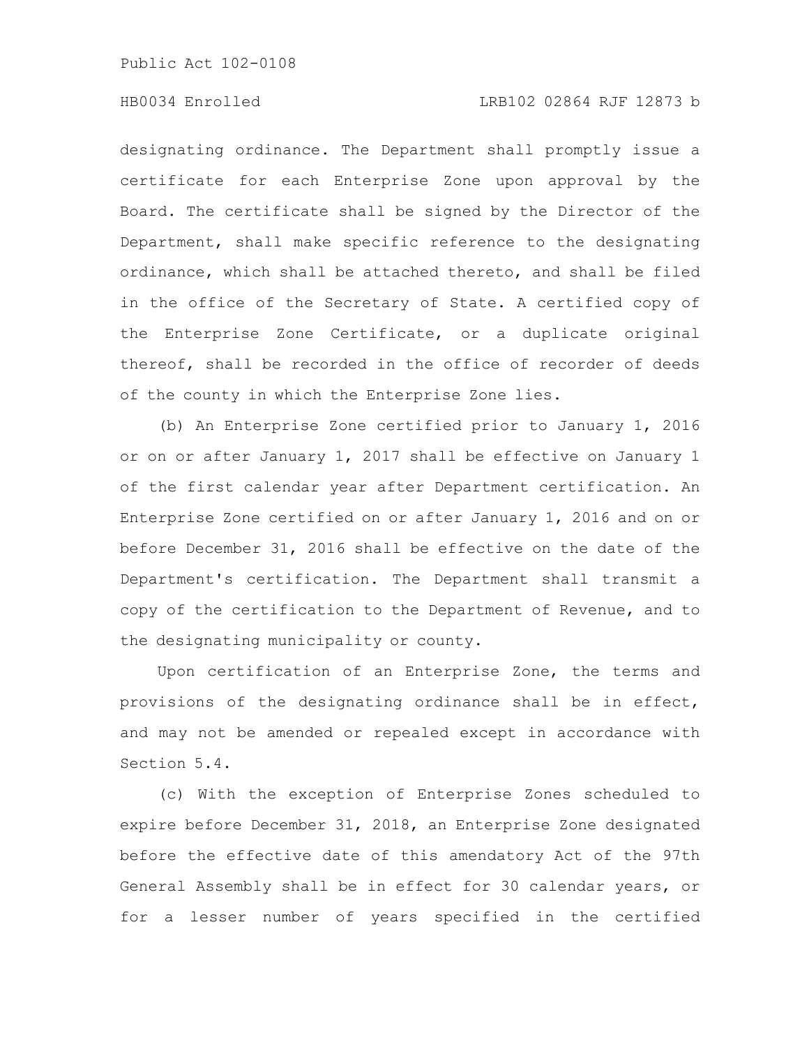designating ordinance. The Department shall promptly issue a certificate for each Enterprise Zone upon approval by the Board. The certificate shall be signed by the Director of the Department, shall make specific reference to the designating ordinance, which shall be attached thereto, and shall be filed in the office of the Secretary of State. A certified copy of the Enterprise Zone Certificate, or a duplicate original thereof, shall be recorded in the office of recorder of deeds of the county in which the Enterprise Zone lies.

(b) An Enterprise Zone certified prior to January 1, 2016 or on or after January 1, 2017 shall be effective on January 1 of the first calendar year after Department certification. An Enterprise Zone certified on or after January 1, 2016 and on or before December 31, 2016 shall be effective on the date of the Department's certification. The Department shall transmit a copy of the certification to the Department of Revenue, and to the designating municipality or county.

Upon certification of an Enterprise Zone, the terms and provisions of the designating ordinance shall be in effect, and may not be amended or repealed except in accordance with Section 5.4.

(c) With the exception of Enterprise Zones scheduled to expire before December 31, 2018, an Enterprise Zone designated before the effective date of this amendatory Act of the 97th General Assembly shall be in effect for 30 calendar years, or for a lesser number of years specified in the certified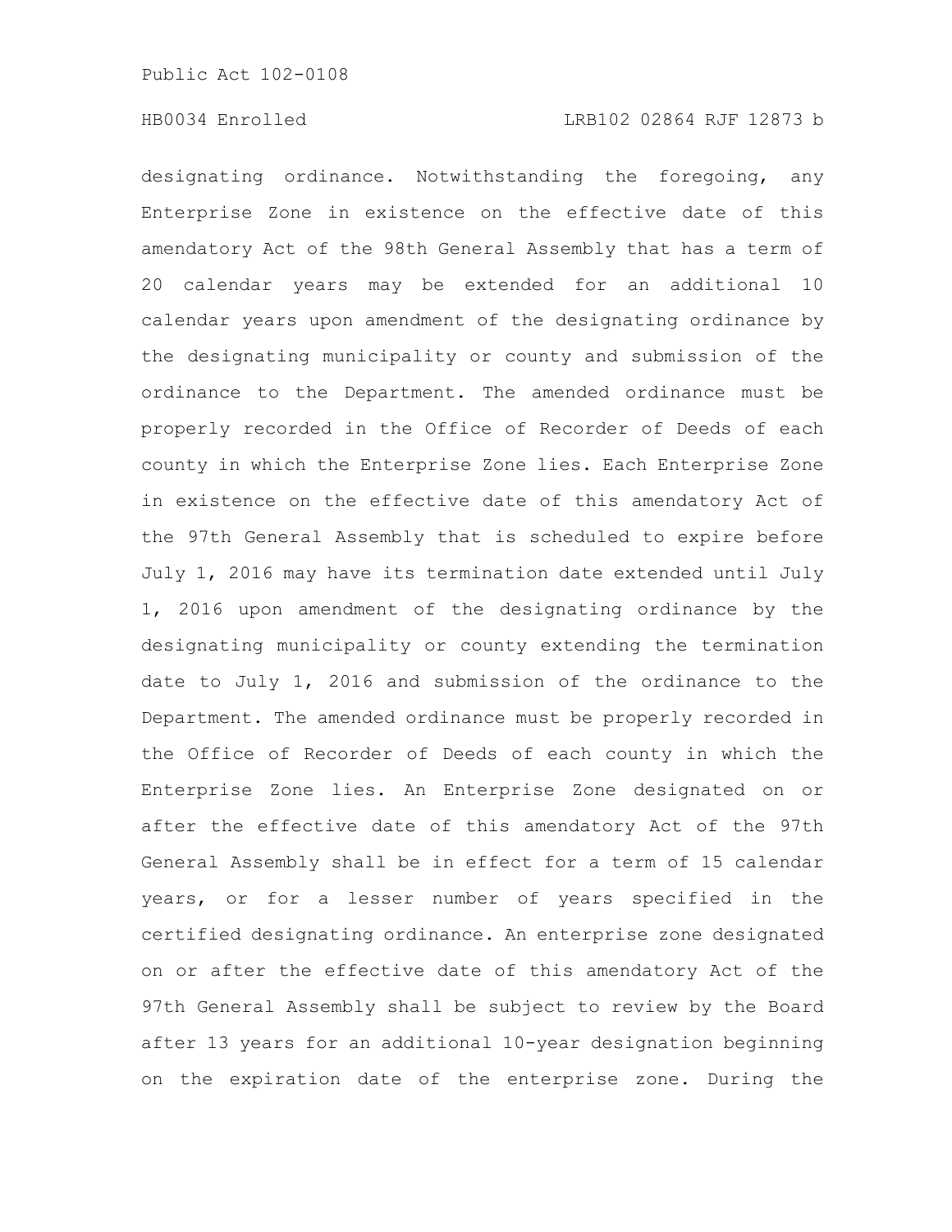designating ordinance. Notwithstanding the foregoing, any Enterprise Zone in existence on the effective date of this amendatory Act of the 98th General Assembly that has a term of 20 calendar years may be extended for an additional 10 calendar years upon amendment of the designating ordinance by the designating municipality or county and submission of the ordinance to the Department. The amended ordinance must be properly recorded in the Office of Recorder of Deeds of each county in which the Enterprise Zone lies. Each Enterprise Zone in existence on the effective date of this amendatory Act of the 97th General Assembly that is scheduled to expire before July 1, 2016 may have its termination date extended until July 1, 2016 upon amendment of the designating ordinance by the designating municipality or county extending the termination date to July 1, 2016 and submission of the ordinance to the Department. The amended ordinance must be properly recorded in the Office of Recorder of Deeds of each county in which the Enterprise Zone lies. An Enterprise Zone designated on or after the effective date of this amendatory Act of the 97th General Assembly shall be in effect for a term of 15 calendar years, or for a lesser number of years specified in the certified designating ordinance. An enterprise zone designated on or after the effective date of this amendatory Act of the 97th General Assembly shall be subject to review by the Board after 13 years for an additional 10-year designation beginning on the expiration date of the enterprise zone. During the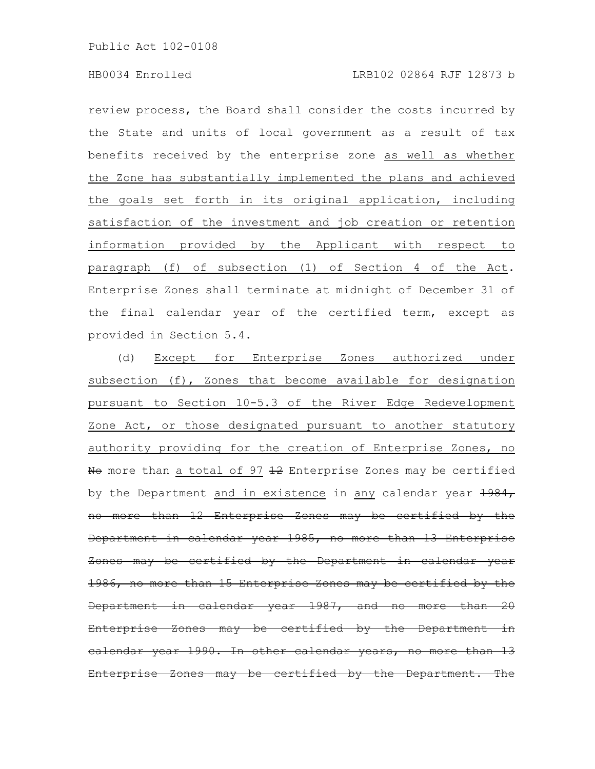review process, the Board shall consider the costs incurred by the State and units of local government as a result of tax benefits received by the enterprise zone <u>as well as whether the Zone has substantially implemented the plans and achieved the goals set forth in its original application, including satisfaction of the investment and job creation or retention information provided by the Applicant with respect to paragraph (f) of subsection (1) of Section 4 of the Act</u>. Enterprise Zones shall terminate at midnight of December 31 of the final calendar year of the certified term, except as provided in Section 5.4.

(d) <u>Except for Enterprise Zones authorized under subsection (f), Zones that become available for designation pursuant to Section 10-5.3 of the River Edge Redevelopment Zone Act, or those designated pursuant to another statutory authority providing for the creation of Enterprise Zones, no</u> ~~No~~ more than <u>a total of 97</u> ~~12~~ Enterprise Zones may be certified by the Department <u>and in existence</u> in <u>any</u> calendar year ~~1984, no more than 12 Enterprise Zones may be certified by the Department in calendar year 1985, no more than 13 Enterprise Zones may be certified by the Department in calendar year 1986, no more than 15 Enterprise Zones may be certified by the Department in calendar year 1987, and no more than 20 Enterprise Zones may be certified by the Department in calendar year 1990. In other calendar years, no more than 13 Enterprise Zones may be certified by the Department. The~~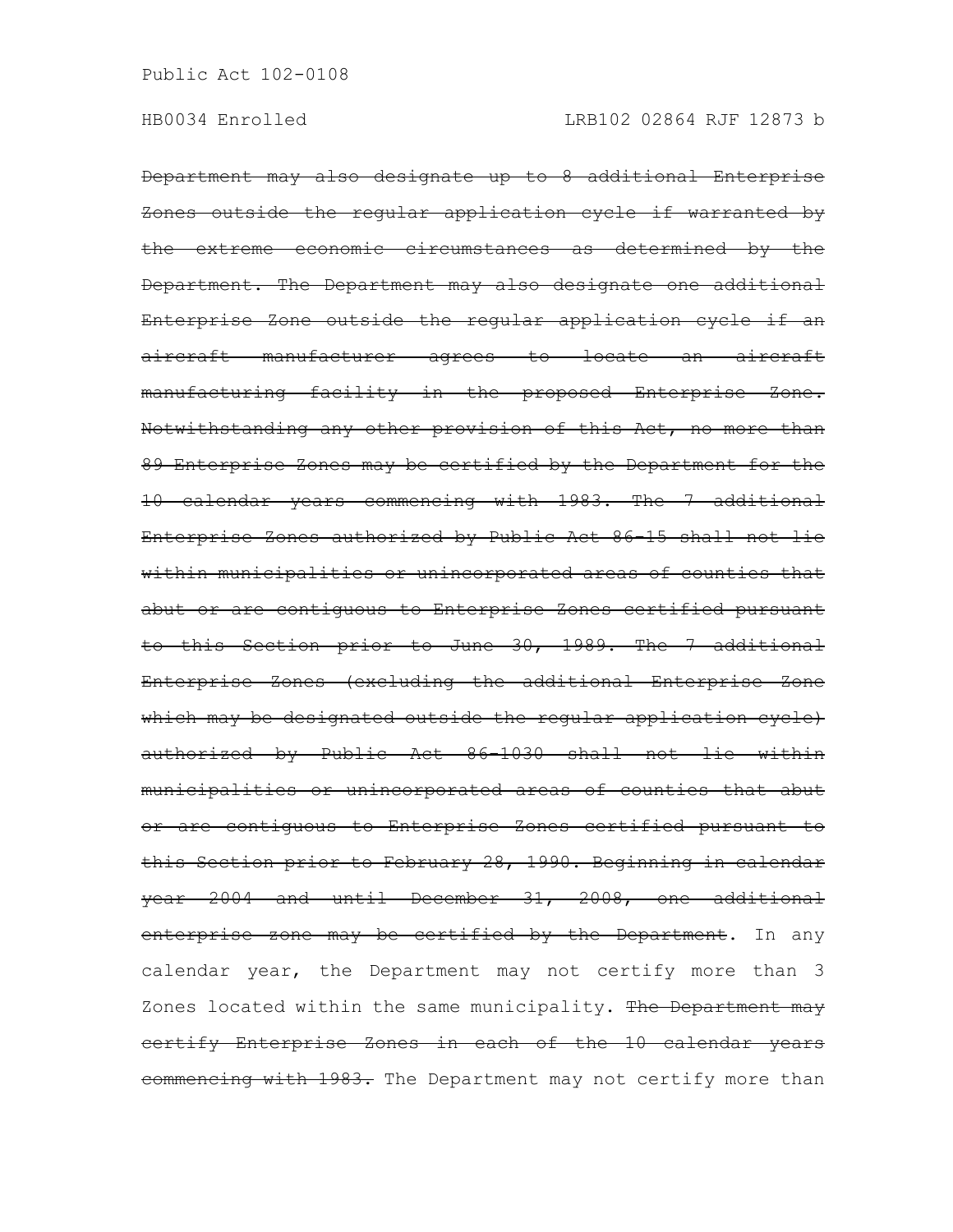~~Department may also designate up to 8 additional Enterprise Zones outside the regular application cycle if warranted by the extreme economic circumstances as determined by the Department. The Department may also designate one additional Enterprise Zone outside the regular application cycle if an aircraft manufacturer agrees to locate an aircraft manufacturing facility in the proposed Enterprise Zone. Notwithstanding any other provision of this Act, no more than 89 Enterprise Zones may be certified by the Department for the 10 calendar years commencing with 1983. The 7 additional Enterprise Zones authorized by Public Act 86-15 shall not lie within municipalities or unincorporated areas of counties that abut or are contiguous to Enterprise Zones certified pursuant to this Section prior to June 30, 1989. The 7 additional Enterprise Zones (excluding the additional Enterprise Zone which may be designated outside the regular application cycle) authorized by Public Act 86-1030 shall not lie within municipalities or unincorporated areas of counties that abut or are contiguous to Enterprise Zones certified pursuant to this Section prior to February 28, 1990. Beginning in calendar year 2004 and until December 31, 2008, one additional enterprise zone may be certified by the Department~~. In any calendar year, the Department may not certify more than 3 Zones located within the same municipality. ~~The Department may certify Enterprise Zones in each of the 10 calendar years commencing with 1983.~~ The Department may not certify more than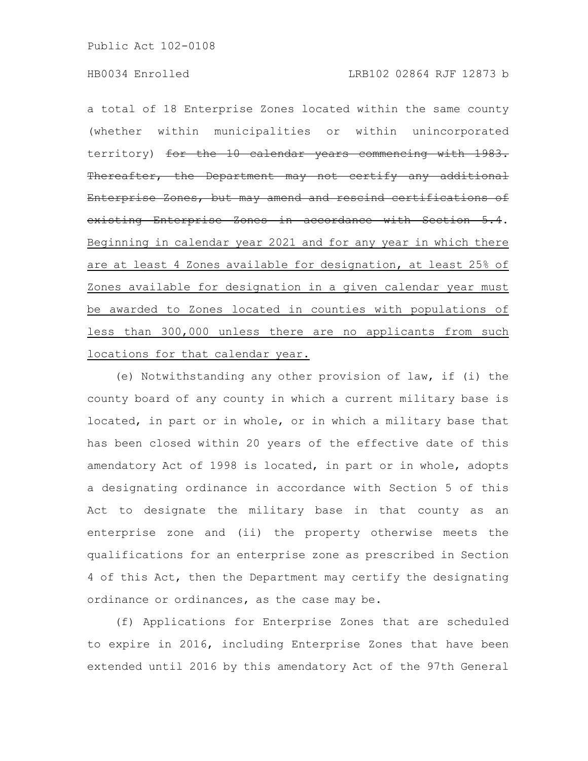a total of 18 Enterprise Zones located within the same county (whether within municipalities or within unincorporated territory) ~~for the 10 calendar years commencing with 1983. Thereafter, the Department may not certify any additional Enterprise Zones, but may amend and rescind certifications of existing Enterprise Zones in accordance with Section 5.4~~. <u>Beginning in calendar year 2021 and for any year in which there are at least 4 Zones available for designation, at least 25% of Zones available for designation in a given calendar year must be awarded to Zones located in counties with populations of less than 300,000 unless there are no applicants from such locations for that calendar year.</u>

(e) Notwithstanding any other provision of law, if (i) the county board of any county in which a current military base is located, in part or in whole, or in which a military base that has been closed within 20 years of the effective date of this amendatory Act of 1998 is located, in part or in whole, adopts a designating ordinance in accordance with Section 5 of this Act to designate the military base in that county as an enterprise zone and (ii) the property otherwise meets the qualifications for an enterprise zone as prescribed in Section 4 of this Act, then the Department may certify the designating ordinance or ordinances, as the case may be.

(f) Applications for Enterprise Zones that are scheduled to expire in 2016, including Enterprise Zones that have been extended until 2016 by this amendatory Act of the 97th General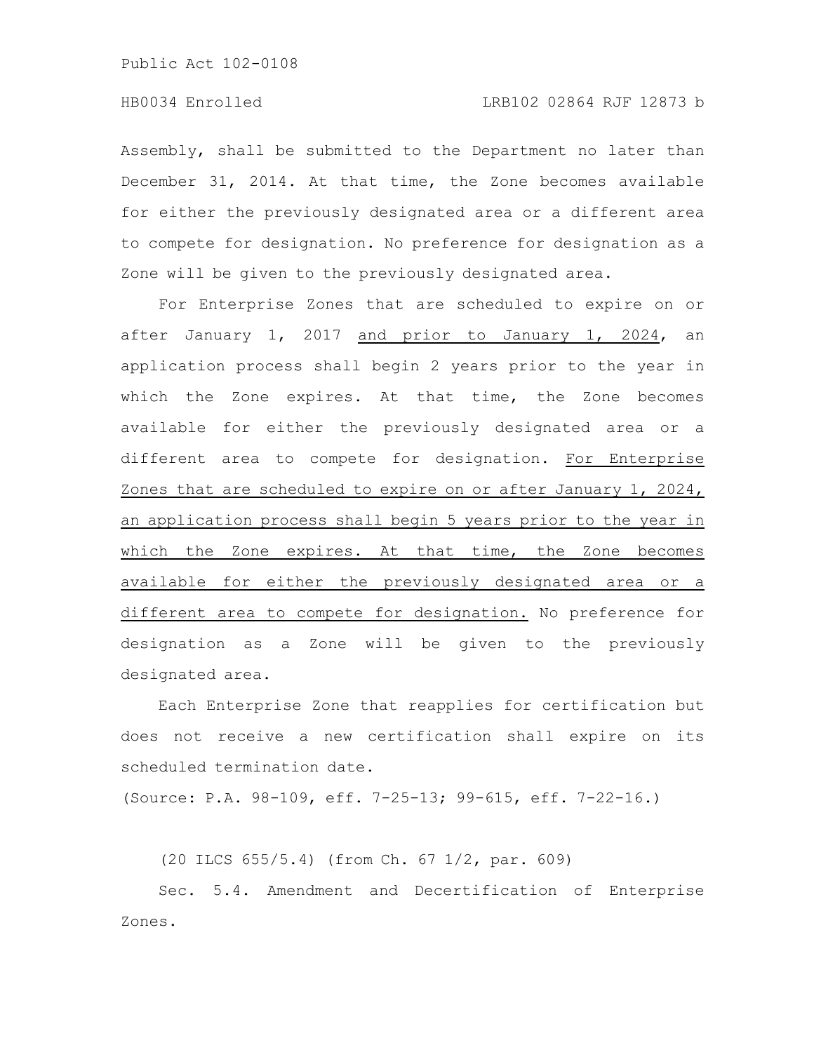Assembly, shall be submitted to the Department no later than December 31, 2014. At that time, the Zone becomes available for either the previously designated area or a different area to compete for designation. No preference for designation as a Zone will be given to the previously designated area.

For Enterprise Zones that are scheduled to expire on or after January 1, 2017 <u>and prior to January 1, 2024</u>, an application process shall begin 2 years prior to the year in which the Zone expires. At that time, the Zone becomes available for either the previously designated area or a different area to compete for designation. <u>For Enterprise Zones that are scheduled to expire on or after January 1, 2024, an application process shall begin 5 years prior to the year in which the Zone expires. At that time, the Zone becomes available for either the previously designated area or a different area to compete for designation.</u> No preference for designation as a Zone will be given to the previously designated area.

Each Enterprise Zone that reapplies for certification but does not receive a new certification shall expire on its scheduled termination date.

(Source: P.A. 98-109, eff. 7-25-13; 99-615, eff. 7-22-16.)

(20 ILCS 655/5.4) (from Ch. 67 1/2, par. 609)

Sec. 5.4. Amendment and Decertification of Enterprise Zones.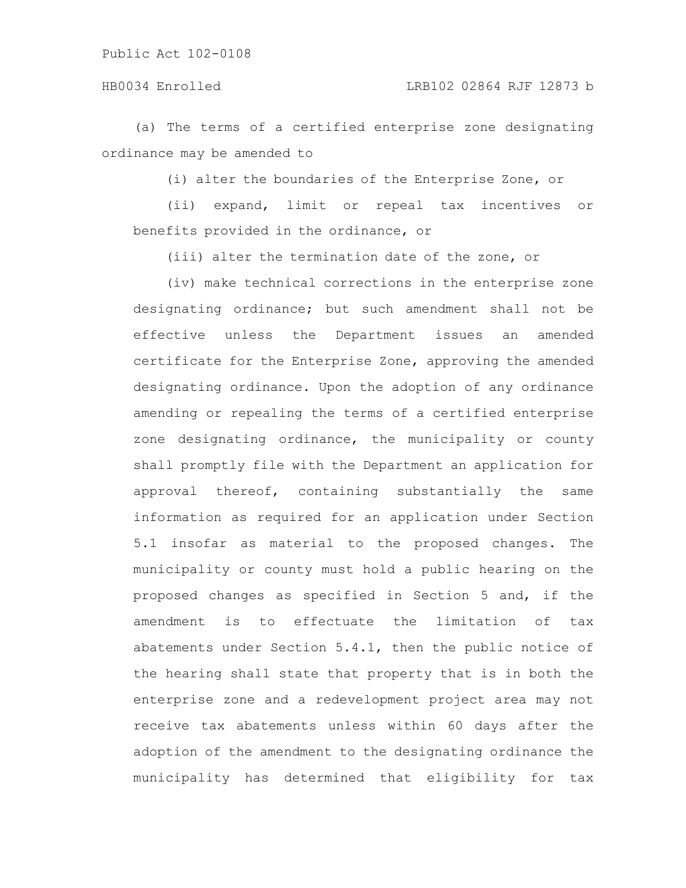(a) The terms of a certified enterprise zone designating ordinance may be amended to

(i) alter the boundaries of the Enterprise Zone, or

(ii) expand, limit or repeal tax incentives or benefits provided in the ordinance, or

(iii) alter the termination date of the zone, or

(iv) make technical corrections in the enterprise zone designating ordinance; but such amendment shall not be effective unless the Department issues an amended certificate for the Enterprise Zone, approving the amended designating ordinance. Upon the adoption of any ordinance amending or repealing the terms of a certified enterprise zone designating ordinance, the municipality or county shall promptly file with the Department an application for approval thereof, containing substantially the same information as required for an application under Section 5.1 insofar as material to the proposed changes. The municipality or county must hold a public hearing on the proposed changes as specified in Section 5 and, if the amendment is to effectuate the limitation of tax abatements under Section 5.4.1, then the public notice of the hearing shall state that property that is in both the enterprise zone and a redevelopment project area may not receive tax abatements unless within 60 days after the adoption of the amendment to the designating ordinance the municipality has determined that eligibility for tax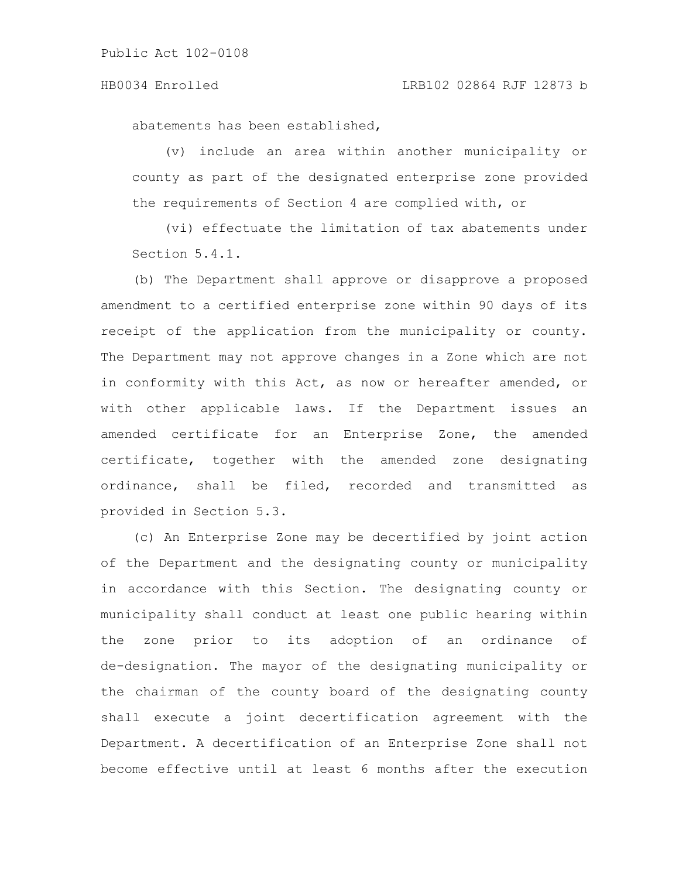abatements has been established,

(v) include an area within another municipality or county as part of the designated enterprise zone provided the requirements of Section 4 are complied with, or

(vi) effectuate the limitation of tax abatements under Section 5.4.1.

(b) The Department shall approve or disapprove a proposed amendment to a certified enterprise zone within 90 days of its receipt of the application from the municipality or county. The Department may not approve changes in a Zone which are not in conformity with this Act, as now or hereafter amended, or with other applicable laws. If the Department issues an amended certificate for an Enterprise Zone, the amended certificate, together with the amended zone designating ordinance, shall be filed, recorded and transmitted as provided in Section 5.3.

(c) An Enterprise Zone may be decertified by joint action of the Department and the designating county or municipality in accordance with this Section. The designating county or municipality shall conduct at least one public hearing within the zone prior to its adoption of an ordinance of de-designation. The mayor of the designating municipality or the chairman of the county board of the designating county shall execute a joint decertification agreement with the Department. A decertification of an Enterprise Zone shall not become effective until at least 6 months after the execution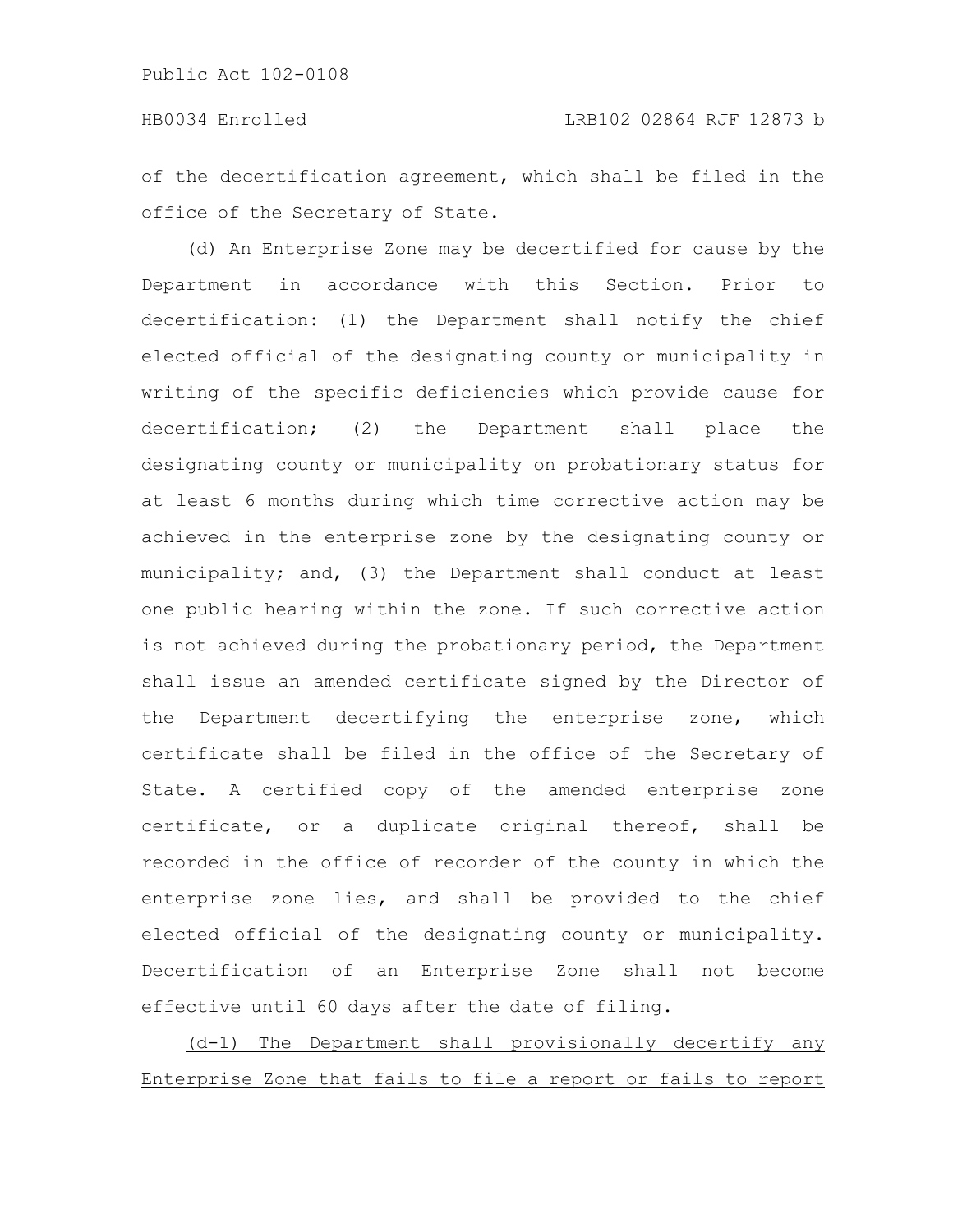of the decertification agreement, which shall be filed in the office of the Secretary of State.

(d) An Enterprise Zone may be decertified for cause by the Department in accordance with this Section. Prior to decertification: (1) the Department shall notify the chief elected official of the designating county or municipality in writing of the specific deficiencies which provide cause for decertification; (2) the Department shall place the designating county or municipality on probationary status for at least 6 months during which time corrective action may be achieved in the enterprise zone by the designating county or municipality; and, (3) the Department shall conduct at least one public hearing within the zone. If such corrective action is not achieved during the probationary period, the Department shall issue an amended certificate signed by the Director of the Department decertifying the enterprise zone, which certificate shall be filed in the office of the Secretary of State. A certified copy of the amended enterprise zone certificate, or a duplicate original thereof, shall be recorded in the office of recorder of the county in which the enterprise zone lies, and shall be provided to the chief elected official of the designating county or municipality. Decertification of an Enterprise Zone shall not become effective until 60 days after the date of filing.

<u>(d-1) The Department shall provisionally decertify any Enterprise Zone that fails to file a report or fails to report</u>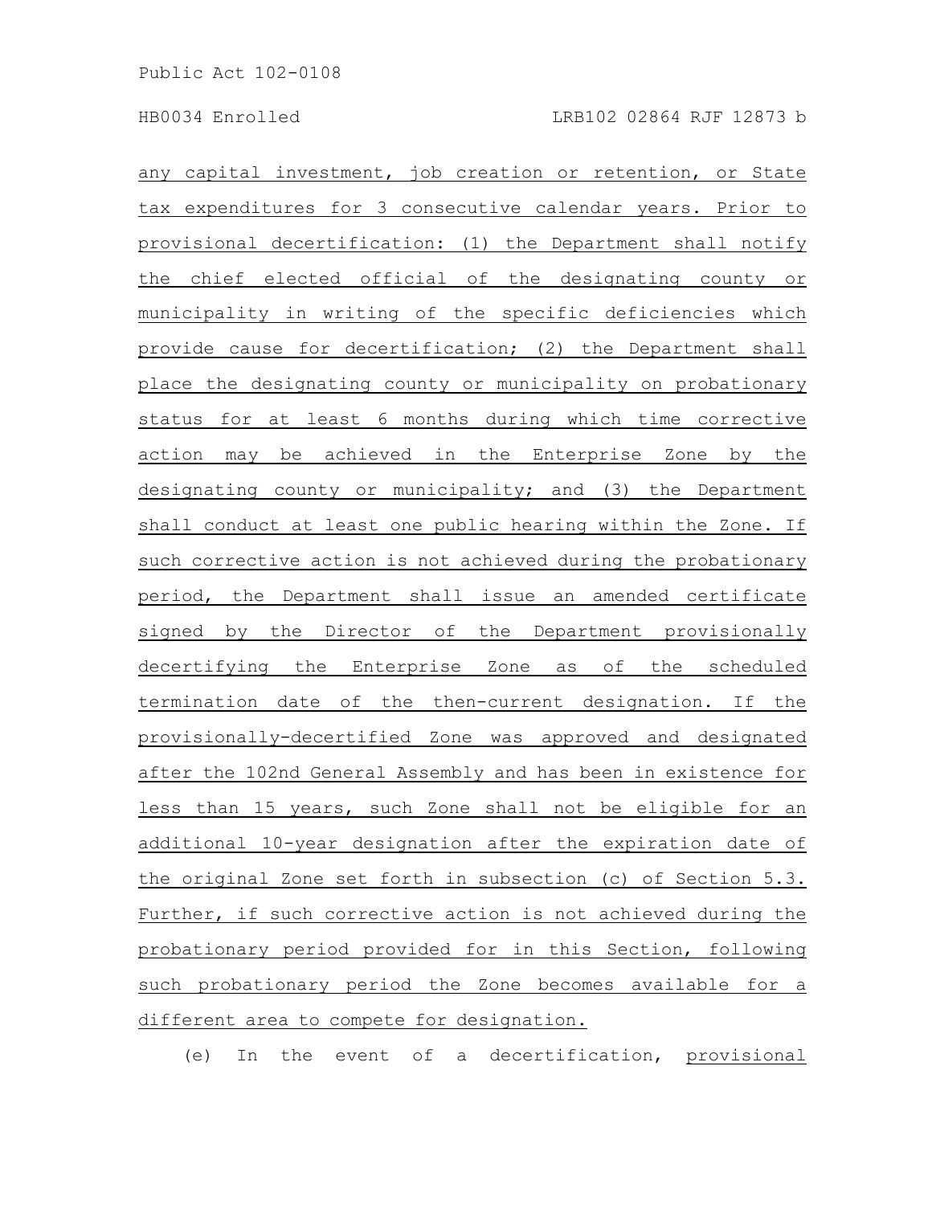any capital investment, job creation or retention, or State tax expenditures for 3 consecutive calendar years. Prior to provisional decertification: (1) the Department shall notify the chief elected official of the designating county or municipality in writing of the specific deficiencies which provide cause for decertification; (2) the Department shall place the designating county or municipality on probationary status for at least 6 months during which time corrective action may be achieved in the Enterprise Zone by the designating county or municipality; and (3) the Department shall conduct at least one public hearing within the Zone. If such corrective action is not achieved during the probationary period, the Department shall issue an amended certificate signed by the Director of the Department provisionally decertifying the Enterprise Zone as of the scheduled termination date of the then-current designation. If the provisionally-decertified Zone was approved and designated after the 102nd General Assembly and has been in existence for less than 15 years, such Zone shall not be eligible for an additional 10-year designation after the expiration date of the original Zone set forth in subsection (c) of Section 5.3. Further, if such corrective action is not achieved during the probationary period provided for in this Section, following such probationary period the Zone becomes available for a different area to compete for designation.

(e) In the event of a decertification, provisional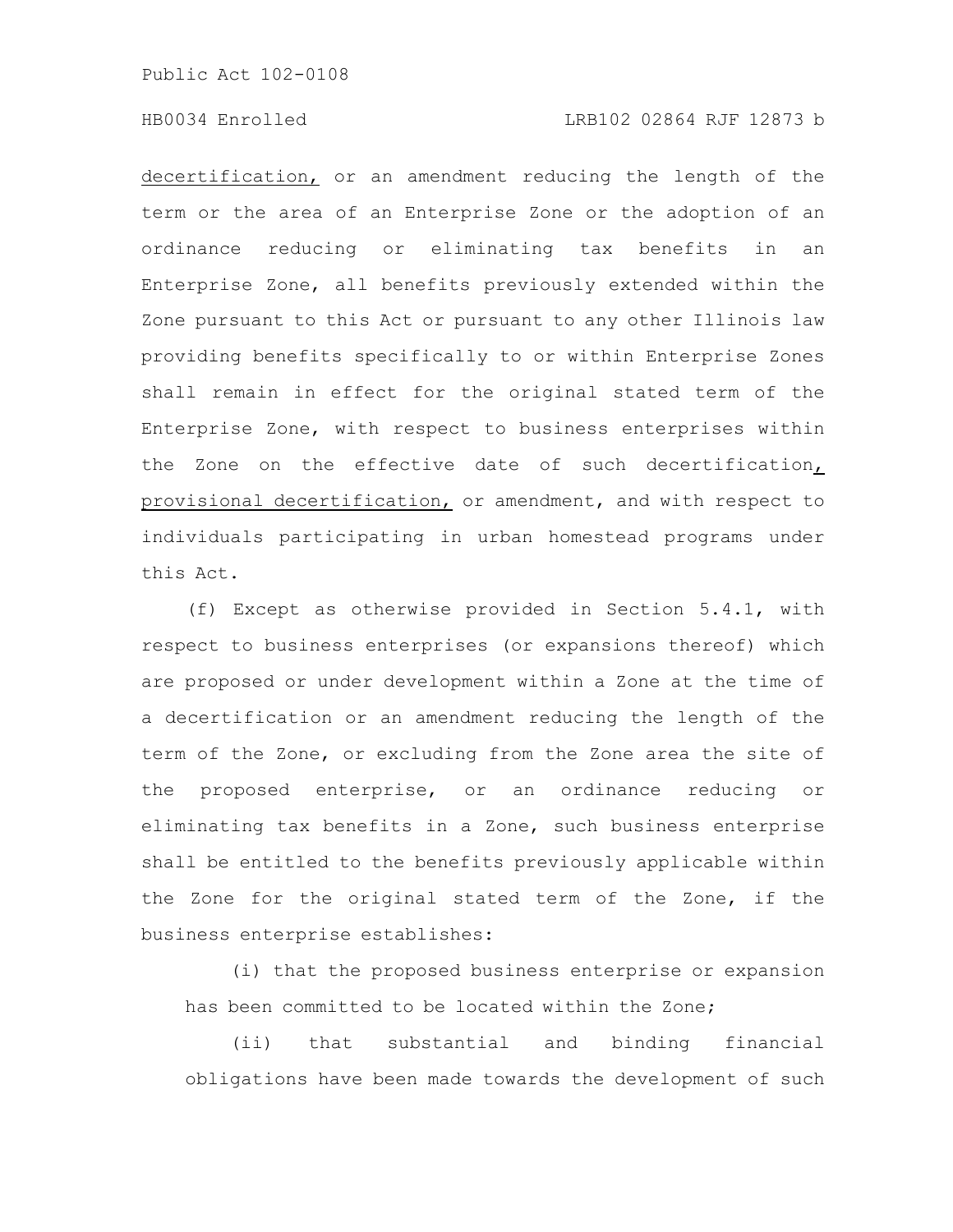decertification, or an amendment reducing the length of the term or the area of an Enterprise Zone or the adoption of an ordinance reducing or eliminating tax benefits in an Enterprise Zone, all benefits previously extended within the Zone pursuant to this Act or pursuant to any other Illinois law providing benefits specifically to or within Enterprise Zones shall remain in effect for the original stated term of the Enterprise Zone, with respect to business enterprises within the Zone on the effective date of such decertification, provisional decertification, or amendment, and with respect to individuals participating in urban homestead programs under this Act.

(f) Except as otherwise provided in Section 5.4.1, with respect to business enterprises (or expansions thereof) which are proposed or under development within a Zone at the time of a decertification or an amendment reducing the length of the term of the Zone, or excluding from the Zone area the site of the proposed enterprise, or an ordinance reducing or eliminating tax benefits in a Zone, such business enterprise shall be entitled to the benefits previously applicable within the Zone for the original stated term of the Zone, if the business enterprise establishes:

(i) that the proposed business enterprise or expansion has been committed to be located within the Zone;

(ii) that substantial and binding financial obligations have been made towards the development of such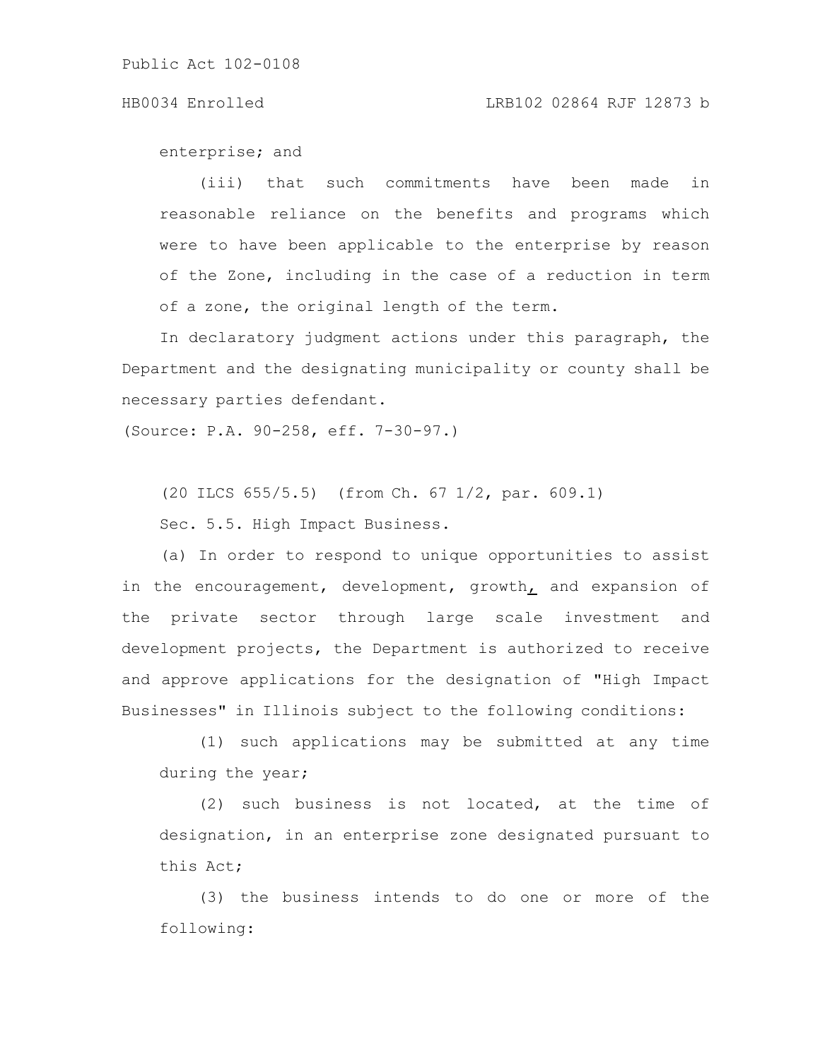enterprise; and

(iii) that such commitments have been made in reasonable reliance on the benefits and programs which were to have been applicable to the enterprise by reason of the Zone, including in the case of a reduction in term of a zone, the original length of the term.

In declaratory judgment actions under this paragraph, the Department and the designating municipality or county shall be necessary parties defendant.

(Source: P.A. 90-258, eff. 7-30-97.)

(20 ILCS 655/5.5) (from Ch. 67 1/2, par. 609.1)

Sec. 5.5. High Impact Business.

(a) In order to respond to unique opportunities to assist in the encouragement, development, growth, and expansion of the private sector through large scale investment and development projects, the Department is authorized to receive and approve applications for the designation of "High Impact Businesses" in Illinois subject to the following conditions:

(1) such applications may be submitted at any time during the year;

(2) such business is not located, at the time of designation, in an enterprise zone designated pursuant to this Act;

(3) the business intends to do one or more of the following: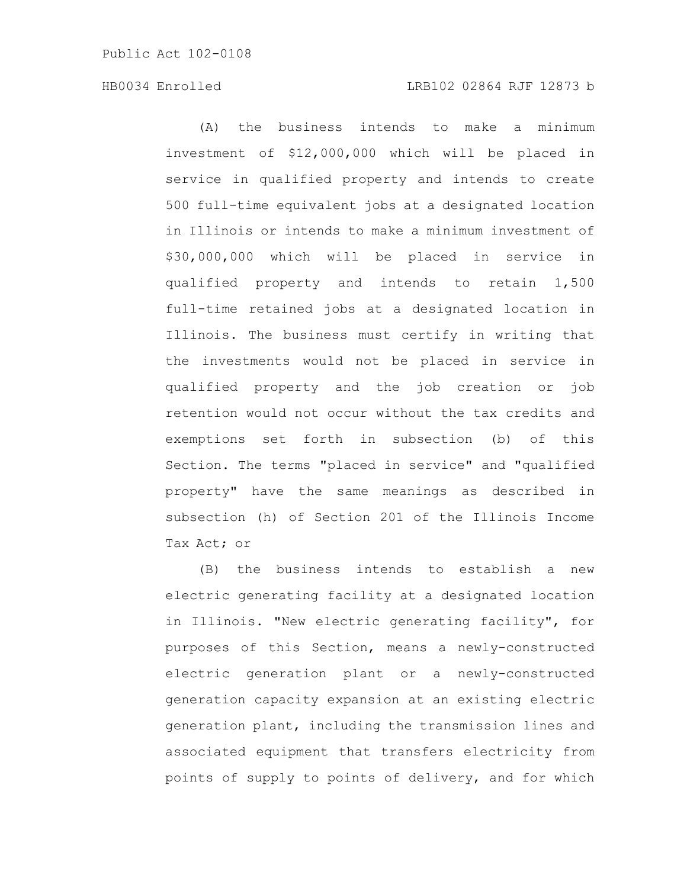(A) the business intends to make a minimum investment of $12,000,000 which will be placed in service in qualified property and intends to create 500 full-time equivalent jobs at a designated location in Illinois or intends to make a minimum investment of $30,000,000 which will be placed in service in qualified property and intends to retain 1,500 full-time retained jobs at a designated location in Illinois. The business must certify in writing that the investments would not be placed in service in qualified property and the job creation or job retention would not occur without the tax credits and exemptions set forth in subsection (b) of this Section. The terms "placed in service" and "qualified property" have the same meanings as described in subsection (h) of Section 201 of the Illinois Income Tax Act; or

(B) the business intends to establish a new electric generating facility at a designated location in Illinois. "New electric generating facility", for purposes of this Section, means a newly-constructed electric generation plant or a newly-constructed generation capacity expansion at an existing electric generation plant, including the transmission lines and associated equipment that transfers electricity from points of supply to points of delivery, and for which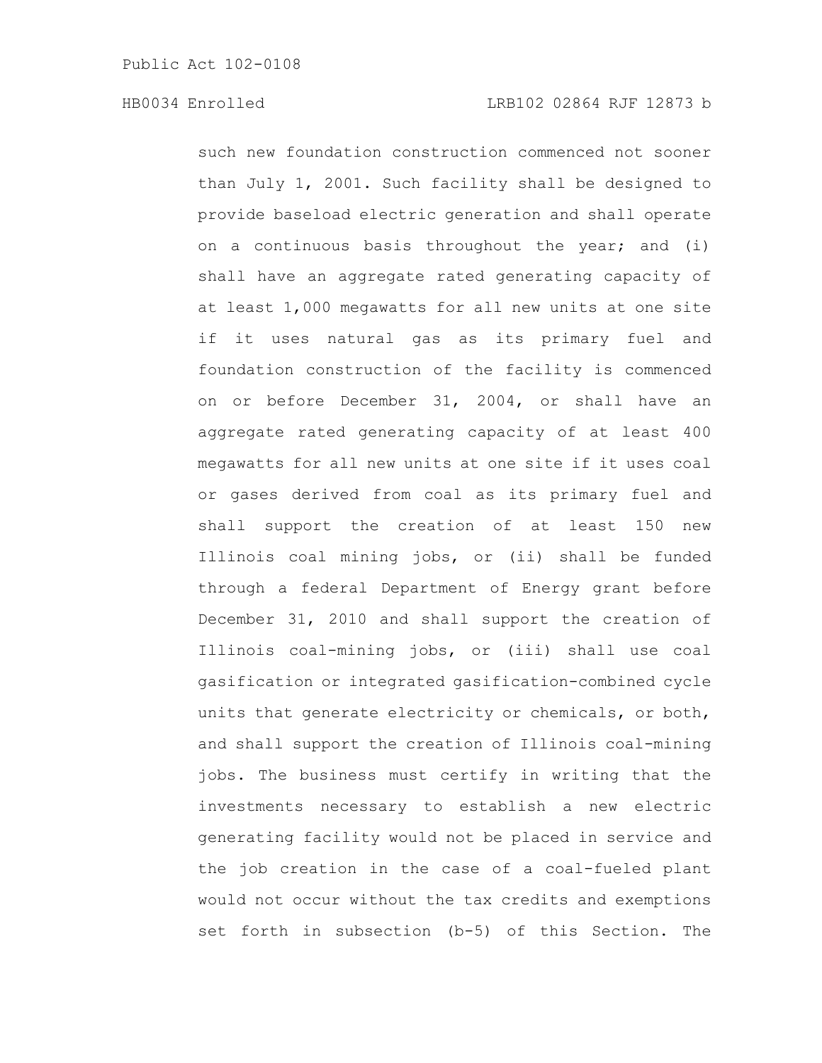such new foundation construction commenced not sooner than July 1, 2001. Such facility shall be designed to provide baseload electric generation and shall operate on a continuous basis throughout the year; and (i) shall have an aggregate rated generating capacity of at least 1,000 megawatts for all new units at one site if it uses natural gas as its primary fuel and foundation construction of the facility is commenced on or before December 31, 2004, or shall have an aggregate rated generating capacity of at least 400 megawatts for all new units at one site if it uses coal or gases derived from coal as its primary fuel and shall support the creation of at least 150 new Illinois coal mining jobs, or (ii) shall be funded through a federal Department of Energy grant before December 31, 2010 and shall support the creation of Illinois coal-mining jobs, or (iii) shall use coal gasification or integrated gasification-combined cycle units that generate electricity or chemicals, or both, and shall support the creation of Illinois coal-mining jobs. The business must certify in writing that the investments necessary to establish a new electric generating facility would not be placed in service and the job creation in the case of a coal-fueled plant would not occur without the tax credits and exemptions set forth in subsection (b-5) of this Section. The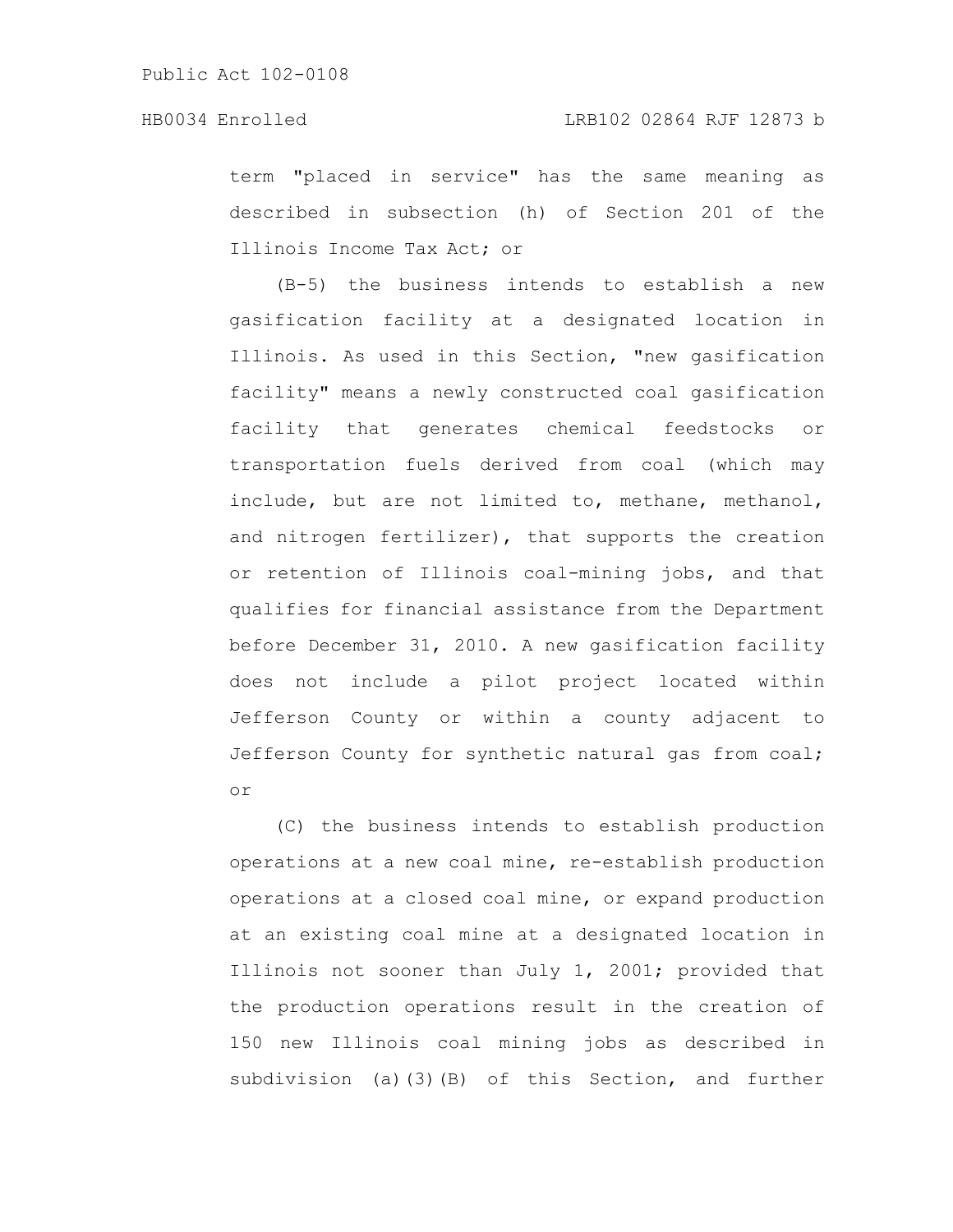term "placed in service" has the same meaning as described in subsection (h) of Section 201 of the Illinois Income Tax Act; or

(B-5) the business intends to establish a new gasification facility at a designated location in Illinois. As used in this Section, "new gasification facility" means a newly constructed coal gasification facility that generates chemical feedstocks or transportation fuels derived from coal (which may include, but are not limited to, methane, methanol, and nitrogen fertilizer), that supports the creation or retention of Illinois coal-mining jobs, and that qualifies for financial assistance from the Department before December 31, 2010. A new gasification facility does not include a pilot project located within Jefferson County or within a county adjacent to Jefferson County for synthetic natural gas from coal; or

(C) the business intends to establish production operations at a new coal mine, re-establish production operations at a closed coal mine, or expand production at an existing coal mine at a designated location in Illinois not sooner than July 1, 2001; provided that the production operations result in the creation of 150 new Illinois coal mining jobs as described in subdivision (a)(3)(B) of this Section, and further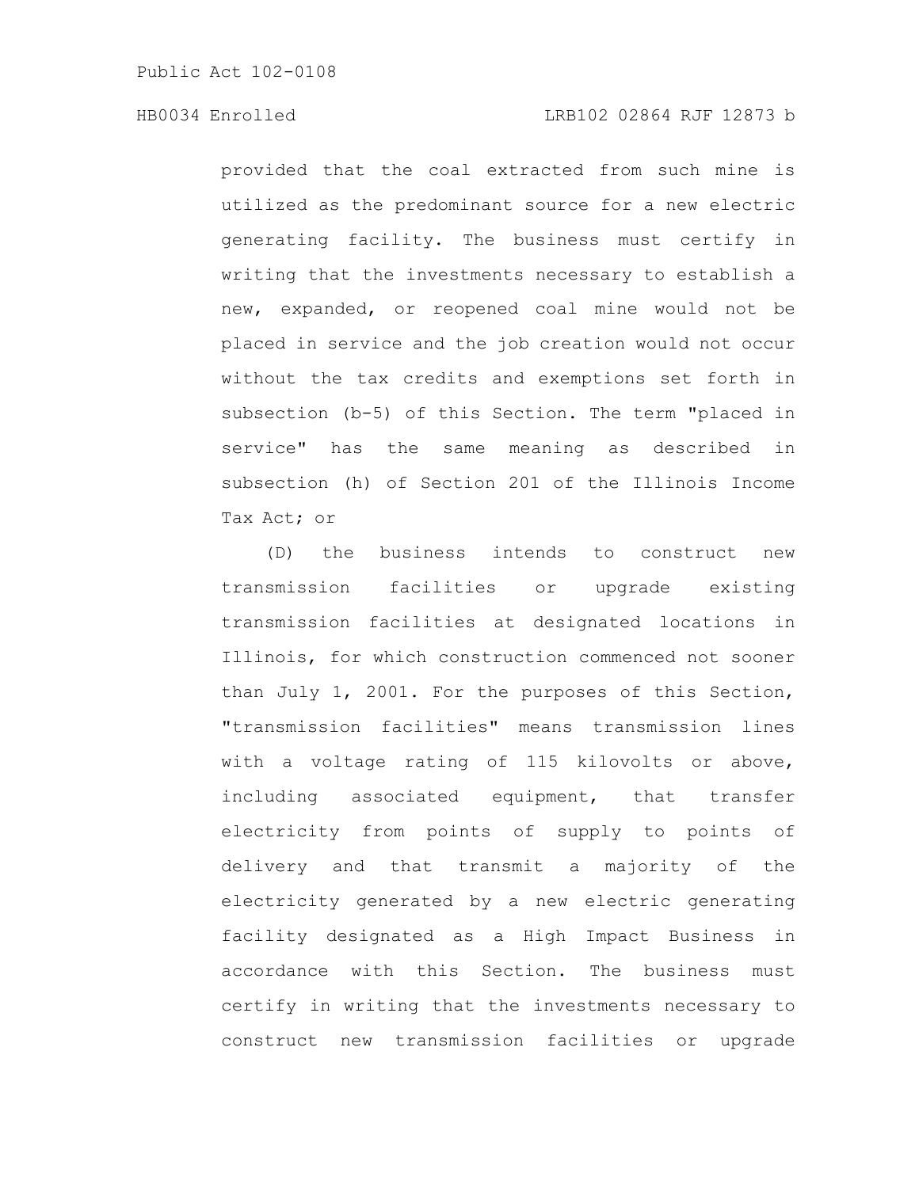provided that the coal extracted from such mine is utilized as the predominant source for a new electric generating facility. The business must certify in writing that the investments necessary to establish a new, expanded, or reopened coal mine would not be placed in service and the job creation would not occur without the tax credits and exemptions set forth in subsection (b-5) of this Section. The term "placed in service" has the same meaning as described in subsection (h) of Section 201 of the Illinois Income Tax Act; or

(D) the business intends to construct new transmission facilities or upgrade existing transmission facilities at designated locations in Illinois, for which construction commenced not sooner than July 1, 2001. For the purposes of this Section, "transmission facilities" means transmission lines with a voltage rating of 115 kilovolts or above, including associated equipment, that transfer electricity from points of supply to points of delivery and that transmit a majority of the electricity generated by a new electric generating facility designated as a High Impact Business in accordance with this Section. The business must certify in writing that the investments necessary to construct new transmission facilities or upgrade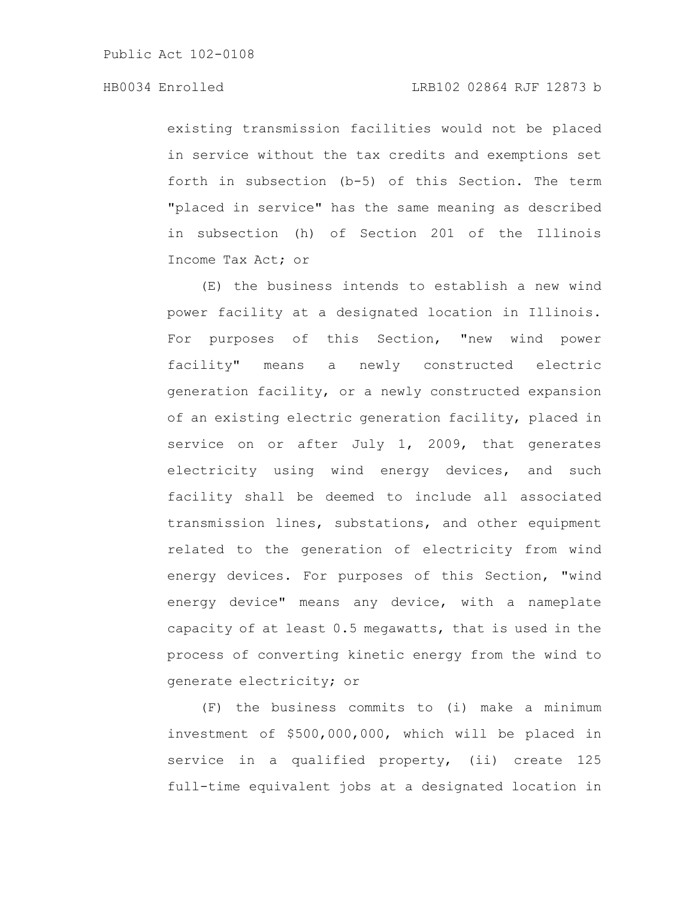existing transmission facilities would not be placed in service without the tax credits and exemptions set forth in subsection (b-5) of this Section. The term "placed in service" has the same meaning as described in subsection (h) of Section 201 of the Illinois Income Tax Act; or

(E) the business intends to establish a new wind power facility at a designated location in Illinois. For purposes of this Section, "new wind power facility" means a newly constructed electric generation facility, or a newly constructed expansion of an existing electric generation facility, placed in service on or after July 1, 2009, that generates electricity using wind energy devices, and such facility shall be deemed to include all associated transmission lines, substations, and other equipment related to the generation of electricity from wind energy devices. For purposes of this Section, "wind energy device" means any device, with a nameplate capacity of at least 0.5 megawatts, that is used in the process of converting kinetic energy from the wind to generate electricity; or

(F) the business commits to (i) make a minimum investment of $500,000,000, which will be placed in service in a qualified property, (ii) create 125 full-time equivalent jobs at a designated location in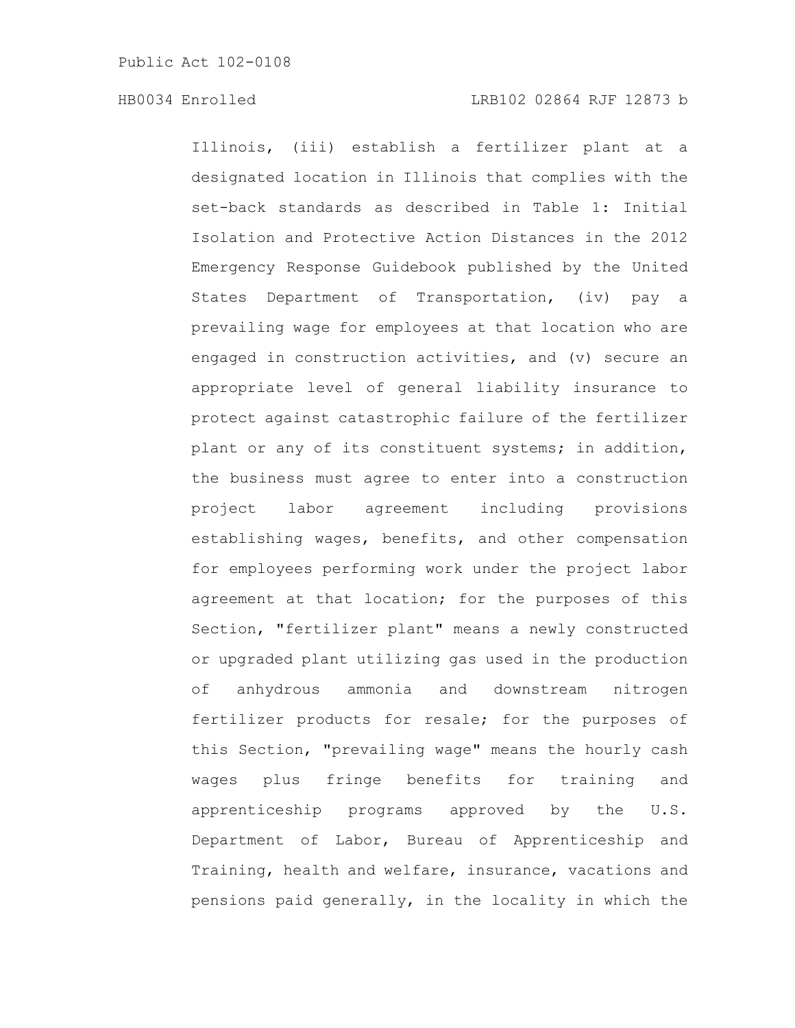Illinois, (iii) establish a fertilizer plant at a designated location in Illinois that complies with the set-back standards as described in Table 1: Initial Isolation and Protective Action Distances in the 2012 Emergency Response Guidebook published by the United States Department of Transportation, (iv) pay a prevailing wage for employees at that location who are engaged in construction activities, and (v) secure an appropriate level of general liability insurance to protect against catastrophic failure of the fertilizer plant or any of its constituent systems; in addition, the business must agree to enter into a construction project labor agreement including provisions establishing wages, benefits, and other compensation for employees performing work under the project labor agreement at that location; for the purposes of this Section, "fertilizer plant" means a newly constructed or upgraded plant utilizing gas used in the production of anhydrous ammonia and downstream nitrogen fertilizer products for resale; for the purposes of this Section, "prevailing wage" means the hourly cash wages plus fringe benefits for training and apprenticeship programs approved by the U.S. Department of Labor, Bureau of Apprenticeship and Training, health and welfare, insurance, vacations and pensions paid generally, in the locality in which the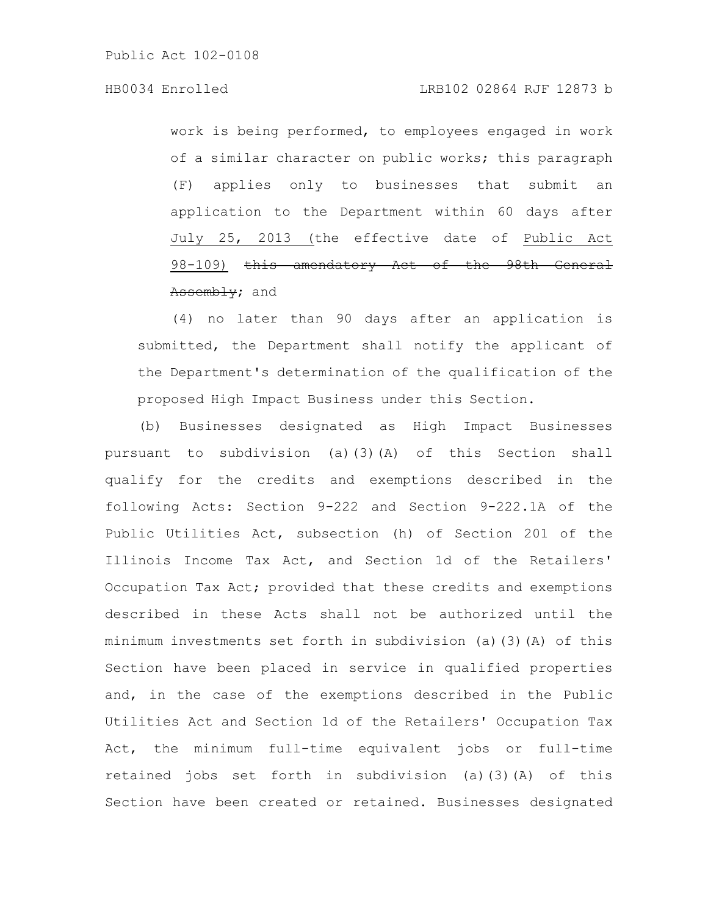work is being performed, to employees engaged in work of a similar character on public works; this paragraph (F) applies only to businesses that submit an application to the Department within 60 days after July 25, 2013 (the effective date of Public Act 98-109) ~~this amendatory Act of the 98th General Assembly~~; and

(4) no later than 90 days after an application is submitted, the Department shall notify the applicant of the Department's determination of the qualification of the proposed High Impact Business under this Section.

(b) Businesses designated as High Impact Businesses pursuant to subdivision (a)(3)(A) of this Section shall qualify for the credits and exemptions described in the following Acts: Section 9-222 and Section 9-222.1A of the Public Utilities Act, subsection (h) of Section 201 of the Illinois Income Tax Act, and Section 1d of the Retailers' Occupation Tax Act; provided that these credits and exemptions described in these Acts shall not be authorized until the minimum investments set forth in subdivision (a)(3)(A) of this Section have been placed in service in qualified properties and, in the case of the exemptions described in the Public Utilities Act and Section 1d of the Retailers' Occupation Tax Act, the minimum full-time equivalent jobs or full-time retained jobs set forth in subdivision (a)(3)(A) of this Section have been created or retained. Businesses designated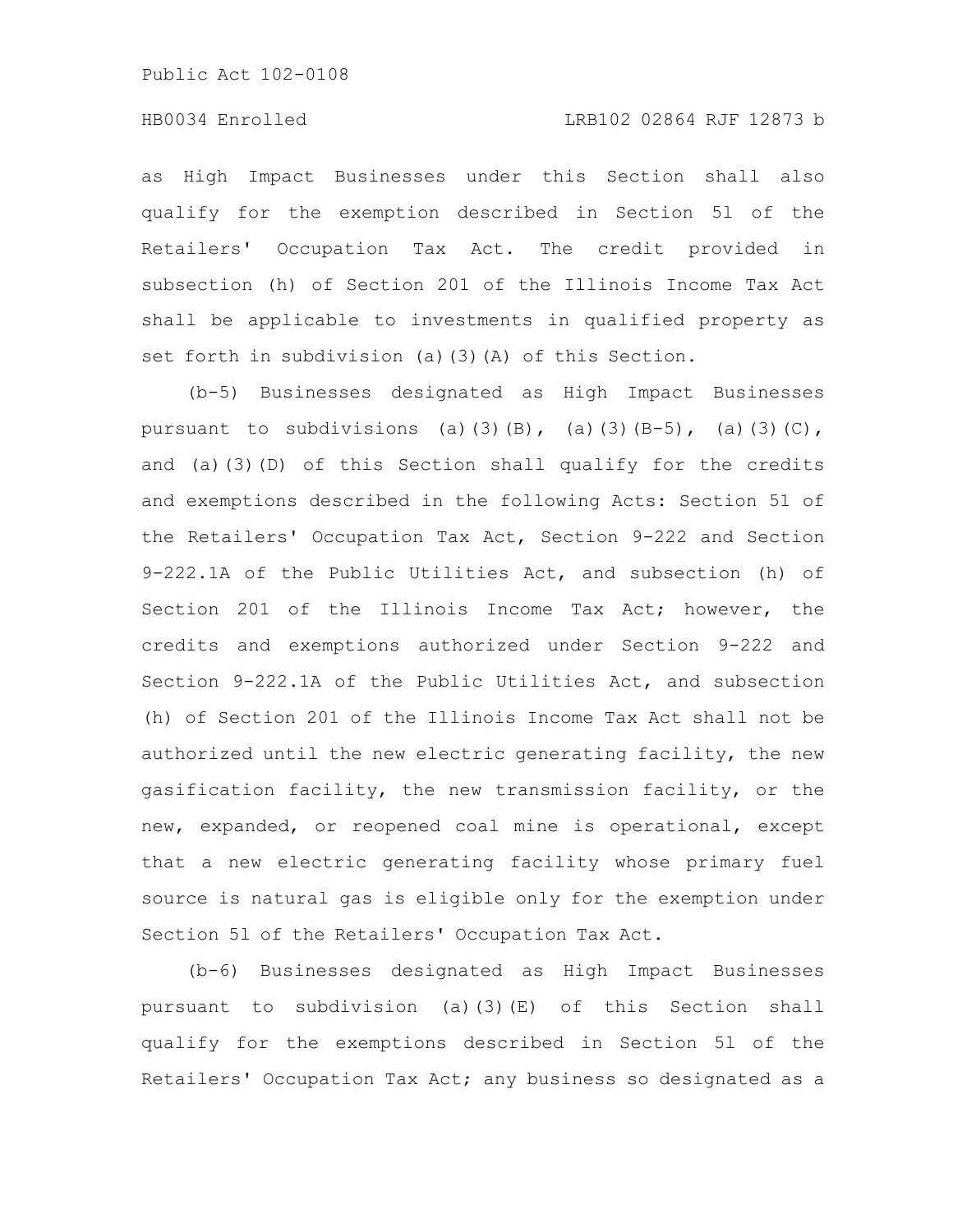as High Impact Businesses under this Section shall also qualify for the exemption described in Section 5l of the Retailers' Occupation Tax Act. The credit provided in subsection (h) of Section 201 of the Illinois Income Tax Act shall be applicable to investments in qualified property as set forth in subdivision (a)(3)(A) of this Section.

(b-5) Businesses designated as High Impact Businesses pursuant to subdivisions (a)(3)(B), (a)(3)(B-5), (a)(3)(C), and (a)(3)(D) of this Section shall qualify for the credits and exemptions described in the following Acts: Section 51 of the Retailers' Occupation Tax Act, Section 9-222 and Section 9-222.1A of the Public Utilities Act, and subsection (h) of Section 201 of the Illinois Income Tax Act; however, the credits and exemptions authorized under Section 9-222 and Section 9-222.1A of the Public Utilities Act, and subsection (h) of Section 201 of the Illinois Income Tax Act shall not be authorized until the new electric generating facility, the new gasification facility, the new transmission facility, or the new, expanded, or reopened coal mine is operational, except that a new electric generating facility whose primary fuel source is natural gas is eligible only for the exemption under Section 5l of the Retailers' Occupation Tax Act.

(b-6) Businesses designated as High Impact Businesses pursuant to subdivision (a)(3)(E) of this Section shall qualify for the exemptions described in Section 5l of the Retailers' Occupation Tax Act; any business so designated as a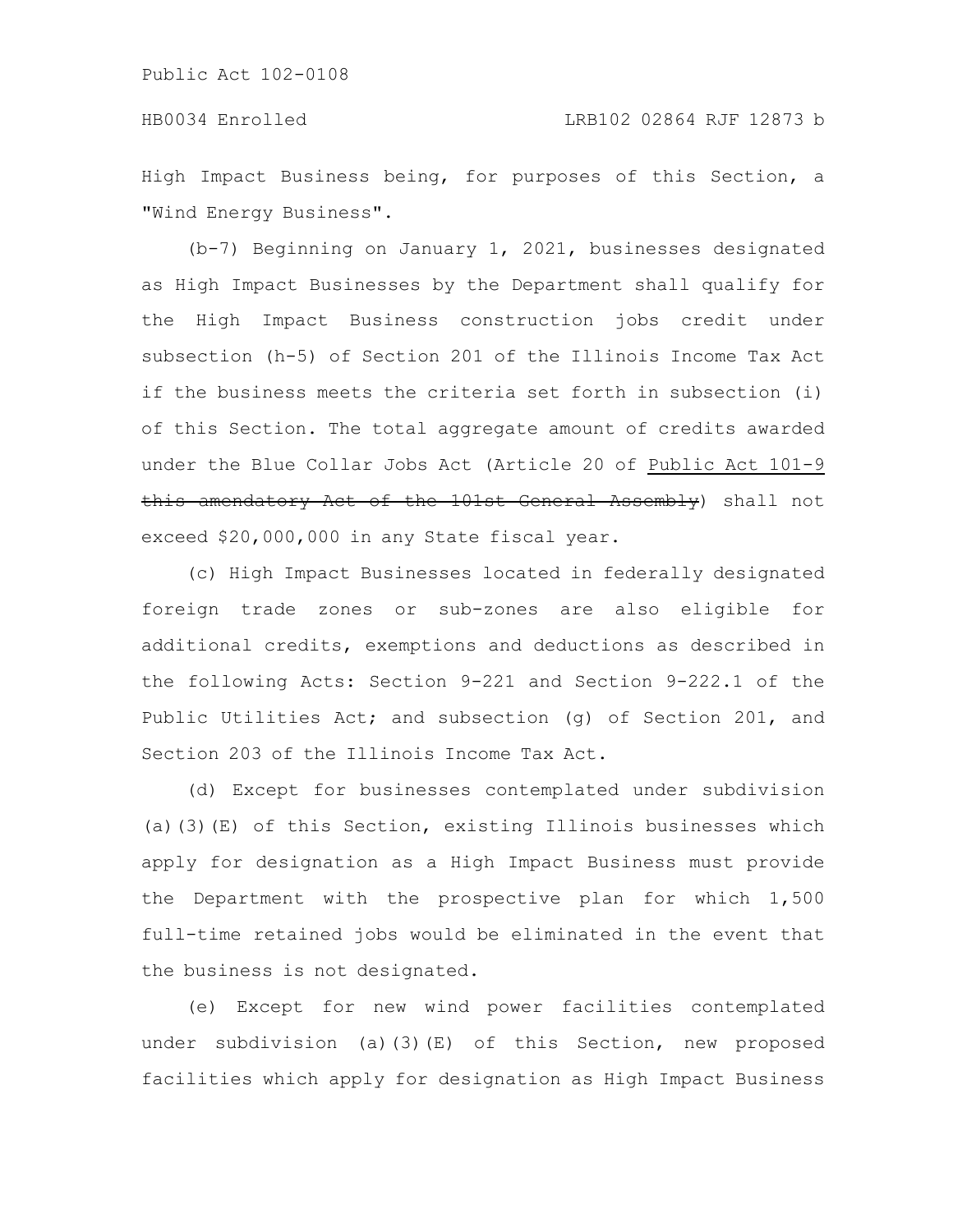High Impact Business being, for purposes of this Section, a "Wind Energy Business".

(b-7) Beginning on January 1, 2021, businesses designated as High Impact Businesses by the Department shall qualify for the High Impact Business construction jobs credit under subsection (h-5) of Section 201 of the Illinois Income Tax Act if the business meets the criteria set forth in subsection (i) of this Section. The total aggregate amount of credits awarded under the Blue Collar Jobs Act (Article 20 of Public Act 101-9 ~~this amendatory Act of the 101st General Assembly~~) shall not exceed $20,000,000 in any State fiscal year.

(c) High Impact Businesses located in federally designated foreign trade zones or sub-zones are also eligible for additional credits, exemptions and deductions as described in the following Acts: Section 9-221 and Section 9-222.1 of the Public Utilities Act; and subsection (g) of Section 201, and Section 203 of the Illinois Income Tax Act.

(d) Except for businesses contemplated under subdivision (a)(3)(E) of this Section, existing Illinois businesses which apply for designation as a High Impact Business must provide the Department with the prospective plan for which 1,500 full-time retained jobs would be eliminated in the event that the business is not designated.

(e) Except for new wind power facilities contemplated under subdivision (a)(3)(E) of this Section, new proposed facilities which apply for designation as High Impact Business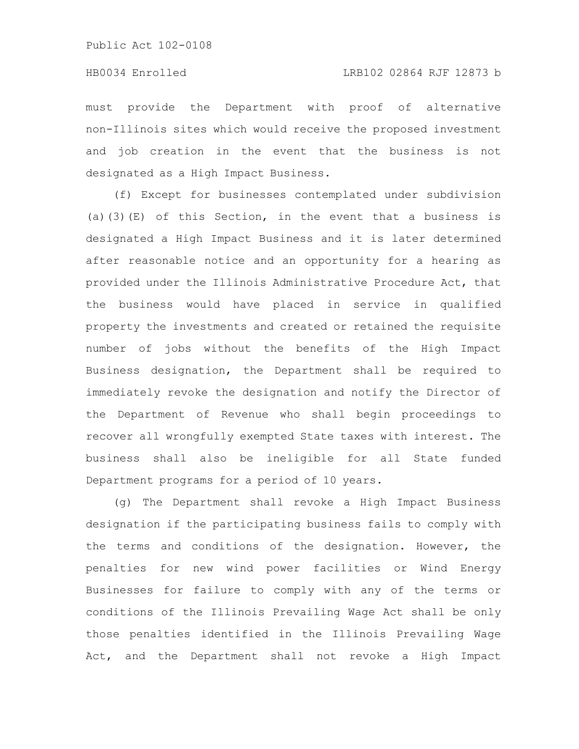must provide the Department with proof of alternative non-Illinois sites which would receive the proposed investment and job creation in the event that the business is not designated as a High Impact Business.

(f) Except for businesses contemplated under subdivision (a)(3)(E) of this Section, in the event that a business is designated a High Impact Business and it is later determined after reasonable notice and an opportunity for a hearing as provided under the Illinois Administrative Procedure Act, that the business would have placed in service in qualified property the investments and created or retained the requisite number of jobs without the benefits of the High Impact Business designation, the Department shall be required to immediately revoke the designation and notify the Director of the Department of Revenue who shall begin proceedings to recover all wrongfully exempted State taxes with interest. The business shall also be ineligible for all State funded Department programs for a period of 10 years.

(g) The Department shall revoke a High Impact Business designation if the participating business fails to comply with the terms and conditions of the designation. However, the penalties for new wind power facilities or Wind Energy Businesses for failure to comply with any of the terms or conditions of the Illinois Prevailing Wage Act shall be only those penalties identified in the Illinois Prevailing Wage Act, and the Department shall not revoke a High Impact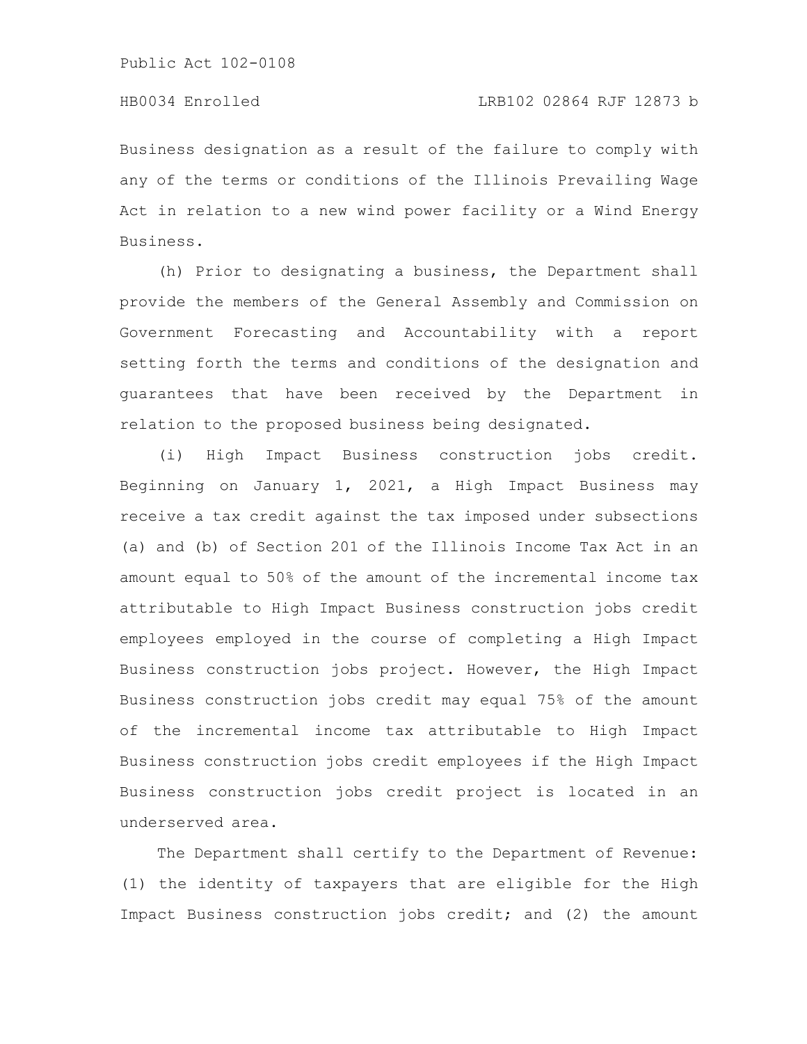Business designation as a result of the failure to comply with any of the terms or conditions of the Illinois Prevailing Wage Act in relation to a new wind power facility or a Wind Energy Business.

(h) Prior to designating a business, the Department shall provide the members of the General Assembly and Commission on Government Forecasting and Accountability with a report setting forth the terms and conditions of the designation and guarantees that have been received by the Department in relation to the proposed business being designated.

(i) High Impact Business construction jobs credit. Beginning on January 1, 2021, a High Impact Business may receive a tax credit against the tax imposed under subsections (a) and (b) of Section 201 of the Illinois Income Tax Act in an amount equal to 50% of the amount of the incremental income tax attributable to High Impact Business construction jobs credit employees employed in the course of completing a High Impact Business construction jobs project. However, the High Impact Business construction jobs credit may equal 75% of the amount of the incremental income tax attributable to High Impact Business construction jobs credit employees if the High Impact Business construction jobs credit project is located in an underserved area.

The Department shall certify to the Department of Revenue: (1) the identity of taxpayers that are eligible for the High Impact Business construction jobs credit; and (2) the amount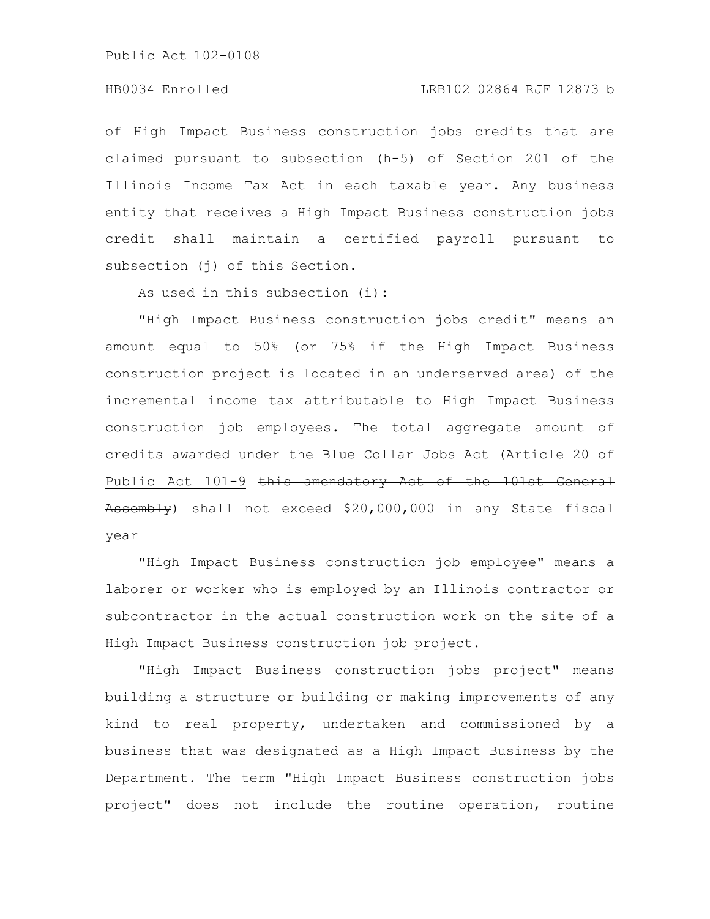of High Impact Business construction jobs credits that are claimed pursuant to subsection (h-5) of Section 201 of the Illinois Income Tax Act in each taxable year. Any business entity that receives a High Impact Business construction jobs credit shall maintain a certified payroll pursuant to subsection (j) of this Section.

As used in this subsection (i):

"High Impact Business construction jobs credit" means an amount equal to 50% (or 75% if the High Impact Business construction project is located in an underserved area) of the incremental income tax attributable to High Impact Business construction job employees. The total aggregate amount of credits awarded under the Blue Collar Jobs Act (Article 20 of Public Act 101-9 ~~this amendatory Act of the 101st General Assembly~~) shall not exceed \$20,000,000 in any State fiscal year

"High Impact Business construction job employee" means a laborer or worker who is employed by an Illinois contractor or subcontractor in the actual construction work on the site of a High Impact Business construction job project.

"High Impact Business construction jobs project" means building a structure or building or making improvements of any kind to real property, undertaken and commissioned by a business that was designated as a High Impact Business by the Department. The term "High Impact Business construction jobs project" does not include the routine operation, routine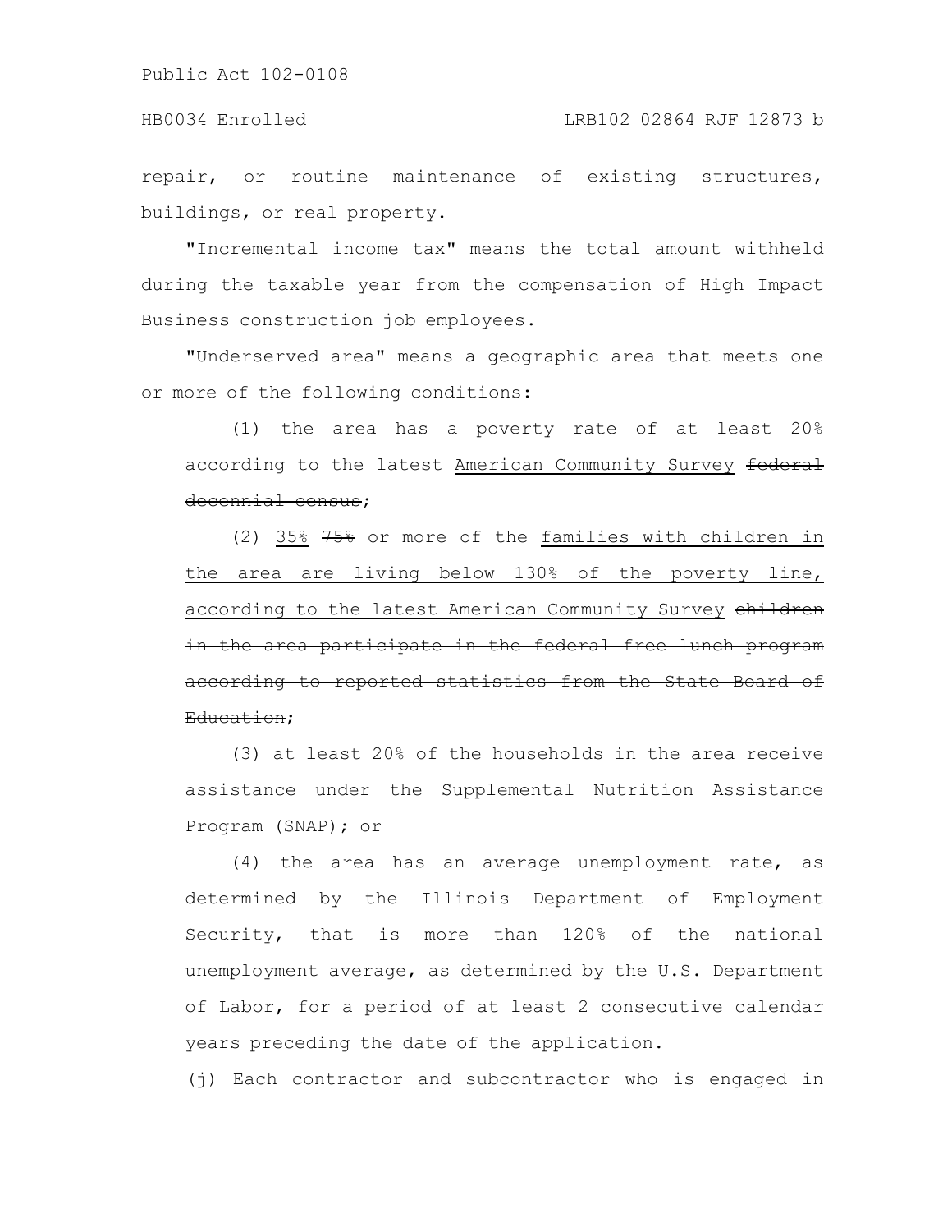repair, or routine maintenance of existing structures, buildings, or real property.

"Incremental income tax" means the total amount withheld during the taxable year from the compensation of High Impact Business construction job employees.

"Underserved area" means a geographic area that meets one or more of the following conditions:

(1) the area has a poverty rate of at least 20% according to the latest American Community Survey ~~federal decennial census~~;

(2) 35% ~~75%~~ or more of the families with children in the area are living below 130% of the poverty line, according to the latest American Community Survey ~~children in the area participate in the federal free lunch program according to reported statistics from the State Board of Education~~;

(3) at least 20% of the households in the area receive assistance under the Supplemental Nutrition Assistance Program (SNAP); or

(4) the area has an average unemployment rate, as determined by the Illinois Department of Employment Security, that is more than 120% of the national unemployment average, as determined by the U.S. Department of Labor, for a period of at least 2 consecutive calendar years preceding the date of the application.

(j) Each contractor and subcontractor who is engaged in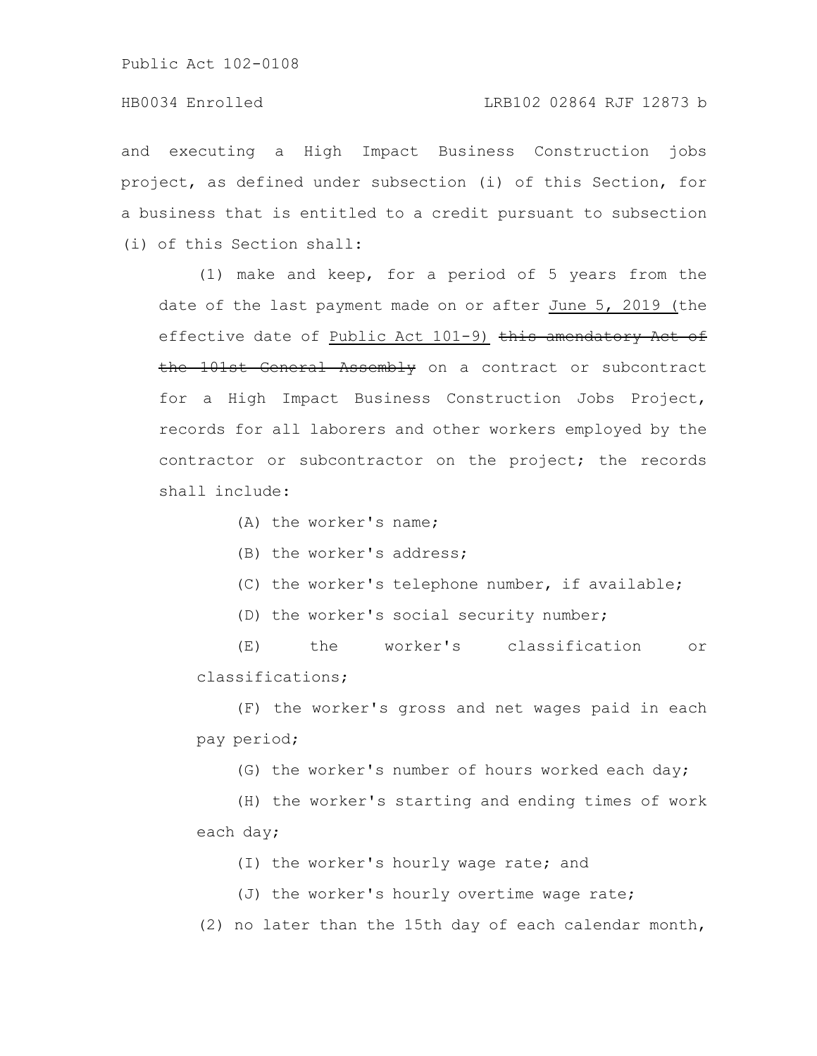and executing a High Impact Business Construction jobs project, as defined under subsection (i) of this Section, for a business that is entitled to a credit pursuant to subsection (i) of this Section shall:

(1) make and keep, for a period of 5 years from the date of the last payment made on or after June 5, 2019 (the effective date of Public Act 101-9) ~~this amendatory Act of the 101st General Assembly~~ on a contract or subcontract for a High Impact Business Construction Jobs Project, records for all laborers and other workers employed by the contractor or subcontractor on the project; the records shall include:

(A) the worker's name;

(B) the worker's address;

(C) the worker's telephone number, if available;

(D) the worker's social security number;

(E) the worker's classification or classifications;

(F) the worker's gross and net wages paid in each pay period;

(G) the worker's number of hours worked each day;

(H) the worker's starting and ending times of work each day;

(I) the worker's hourly wage rate; and

(J) the worker's hourly overtime wage rate;

(2) no later than the 15th day of each calendar month,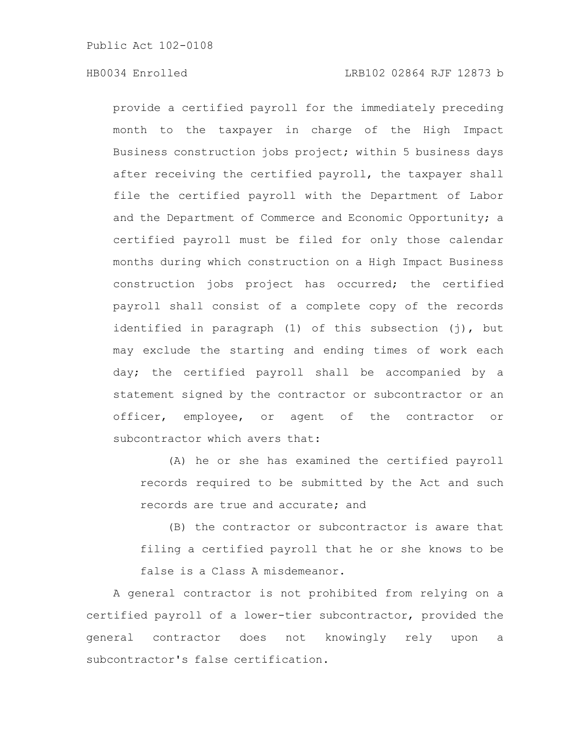provide a certified payroll for the immediately preceding month to the taxpayer in charge of the High Impact Business construction jobs project; within 5 business days after receiving the certified payroll, the taxpayer shall file the certified payroll with the Department of Labor and the Department of Commerce and Economic Opportunity; a certified payroll must be filed for only those calendar months during which construction on a High Impact Business construction jobs project has occurred; the certified payroll shall consist of a complete copy of the records identified in paragraph (1) of this subsection (j), but may exclude the starting and ending times of work each day; the certified payroll shall be accompanied by a statement signed by the contractor or subcontractor or an officer, employee, or agent of the contractor or subcontractor which avers that:

(A) he or she has examined the certified payroll records required to be submitted by the Act and such records are true and accurate; and

(B) the contractor or subcontractor is aware that filing a certified payroll that he or she knows to be false is a Class A misdemeanor.

A general contractor is not prohibited from relying on a certified payroll of a lower-tier subcontractor, provided the general contractor does not knowingly rely upon a subcontractor's false certification.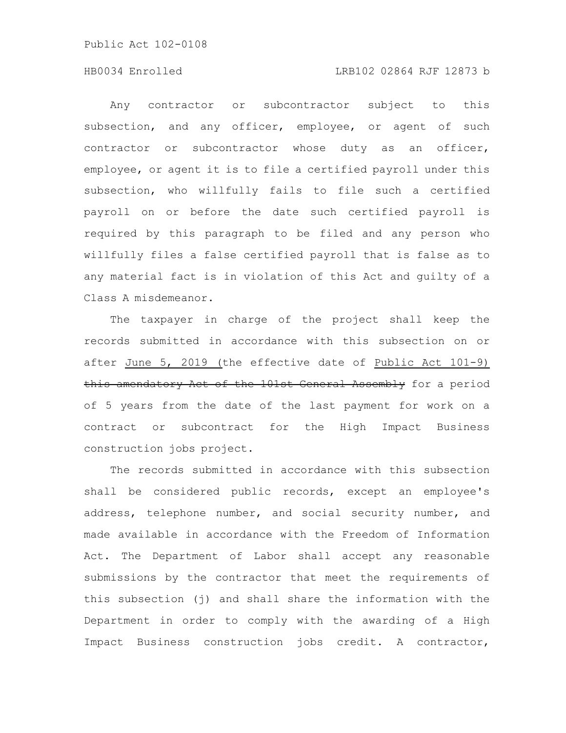Any contractor or subcontractor subject to this subsection, and any officer, employee, or agent of such contractor or subcontractor whose duty as an officer, employee, or agent it is to file a certified payroll under this subsection, who willfully fails to file such a certified payroll on or before the date such certified payroll is required by this paragraph to be filed and any person who willfully files a false certified payroll that is false as to any material fact is in violation of this Act and guilty of a Class A misdemeanor.

The taxpayer in charge of the project shall keep the records submitted in accordance with this subsection on or after June 5, 2019 (the effective date of Public Act 101-9) ~~this amendatory Act of the 101st General Assembly~~ for a period of 5 years from the date of the last payment for work on a contract or subcontract for the High Impact Business construction jobs project.

The records submitted in accordance with this subsection shall be considered public records, except an employee's address, telephone number, and social security number, and made available in accordance with the Freedom of Information Act. The Department of Labor shall accept any reasonable submissions by the contractor that meet the requirements of this subsection (j) and shall share the information with the Department in order to comply with the awarding of a High Impact Business construction jobs credit. A contractor,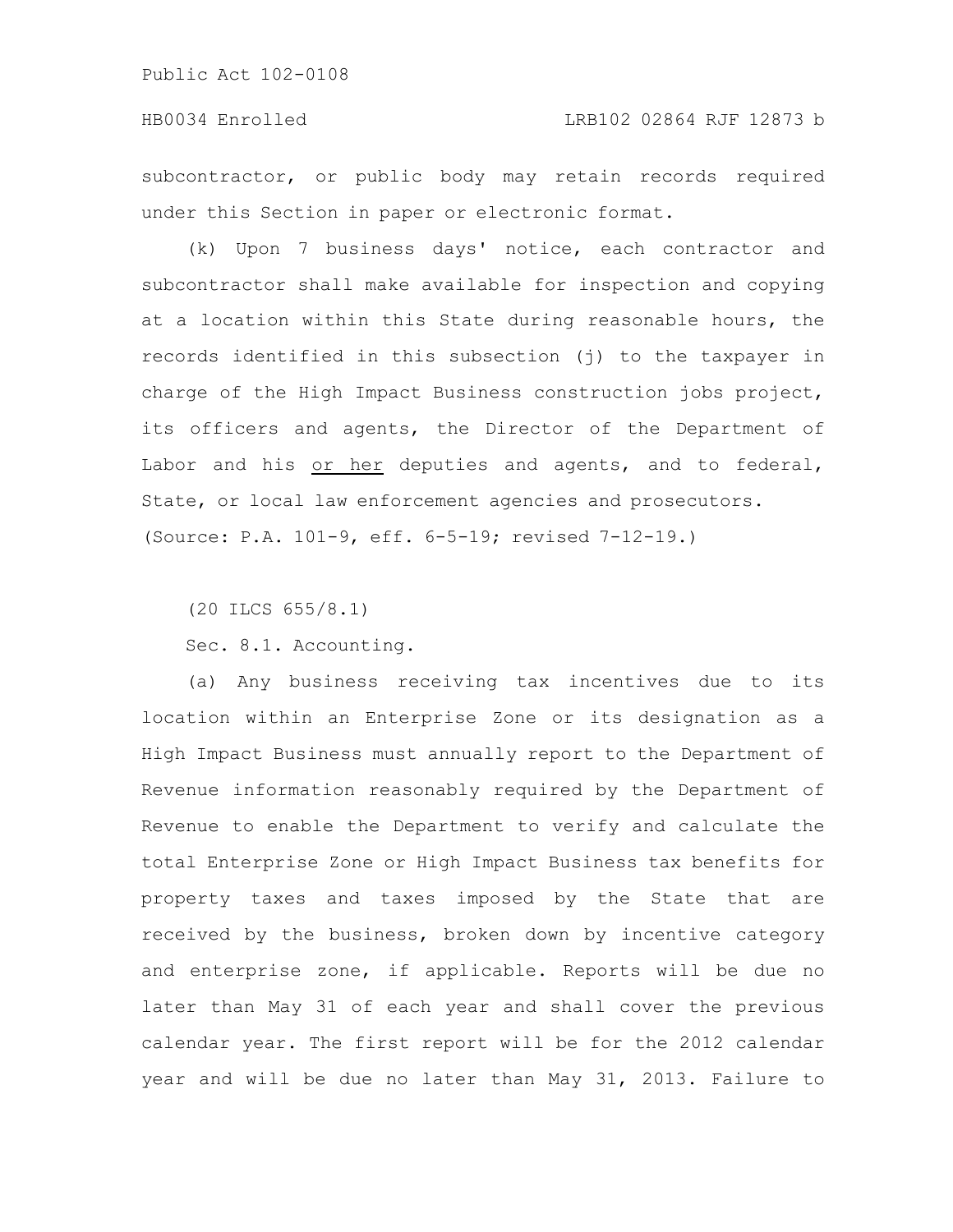subcontractor, or public body may retain records required under this Section in paper or electronic format.

(k) Upon 7 business days' notice, each contractor and subcontractor shall make available for inspection and copying at a location within this State during reasonable hours, the records identified in this subsection (j) to the taxpayer in charge of the High Impact Business construction jobs project, its officers and agents, the Director of the Department of Labor and his <u>or her</u> deputies and agents, and to federal, State, or local law enforcement agencies and prosecutors.
(Source: P.A. 101-9, eff. 6-5-19; revised 7-12-19.)

(20 ILCS 655/8.1)

Sec. 8.1. Accounting.

(a) Any business receiving tax incentives due to its location within an Enterprise Zone or its designation as a High Impact Business must annually report to the Department of Revenue information reasonably required by the Department of Revenue to enable the Department to verify and calculate the total Enterprise Zone or High Impact Business tax benefits for property taxes and taxes imposed by the State that are received by the business, broken down by incentive category and enterprise zone, if applicable. Reports will be due no later than May 31 of each year and shall cover the previous calendar year. The first report will be for the 2012 calendar year and will be due no later than May 31, 2013. Failure to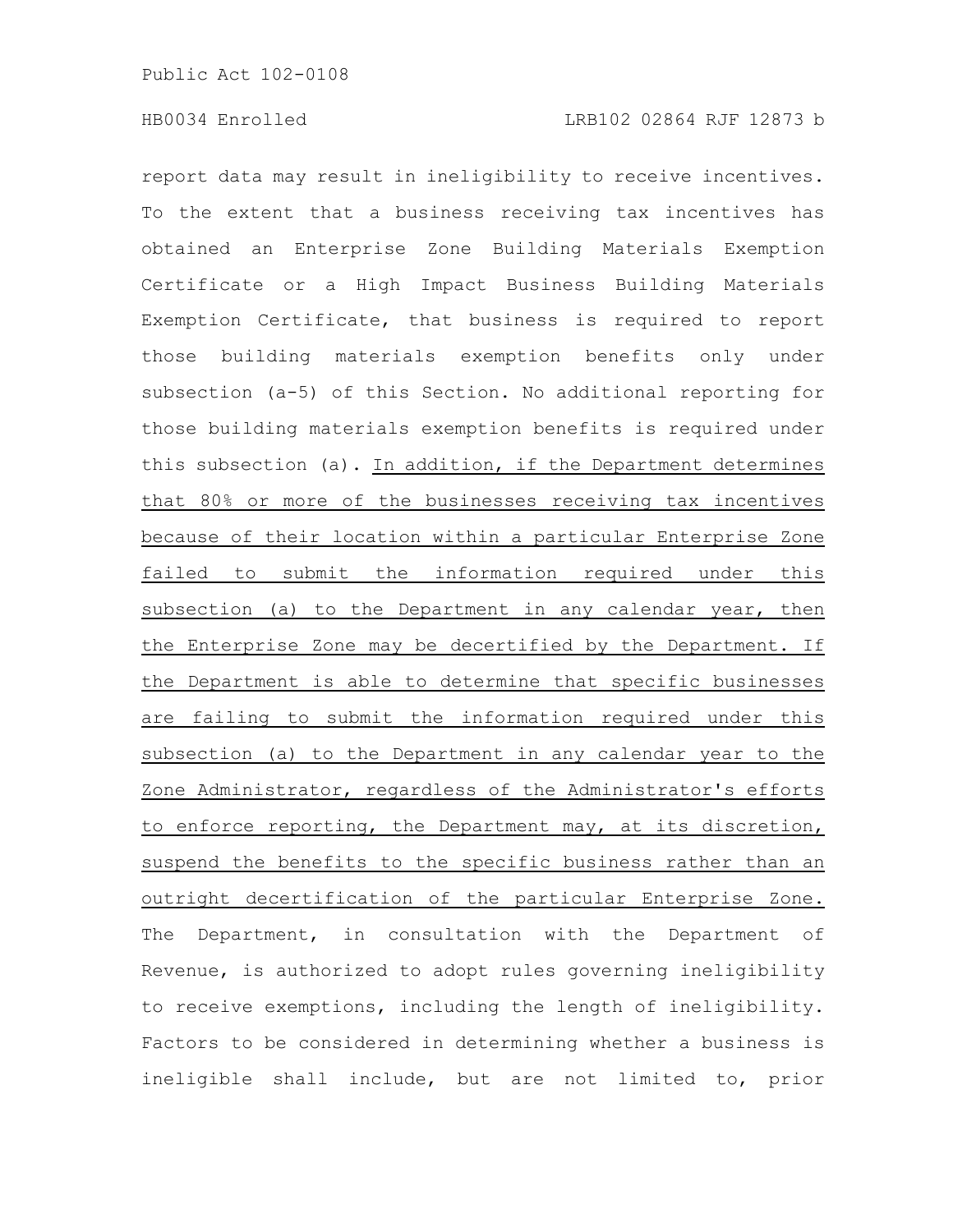report data may result in ineligibility to receive incentives. To the extent that a business receiving tax incentives has obtained an Enterprise Zone Building Materials Exemption Certificate or a High Impact Business Building Materials Exemption Certificate, that business is required to report those building materials exemption benefits only under subsection (a-5) of this Section. No additional reporting for those building materials exemption benefits is required under this subsection (a). <u>In addition, if the Department determines that 80% or more of the businesses receiving tax incentives because of their location within a particular Enterprise Zone failed to submit the information required under this subsection (a) to the Department in any calendar year, then the Enterprise Zone may be decertified by the Department. If the Department is able to determine that specific businesses are failing to submit the information required under this subsection (a) to the Department in any calendar year to the Zone Administrator, regardless of the Administrator's efforts to enforce reporting, the Department may, at its discretion, suspend the benefits to the specific business rather than an outright decertification of the particular Enterprise Zone.</u> The Department, in consultation with the Department of Revenue, is authorized to adopt rules governing ineligibility to receive exemptions, including the length of ineligibility. Factors to be considered in determining whether a business is ineligible shall include, but are not limited to, prior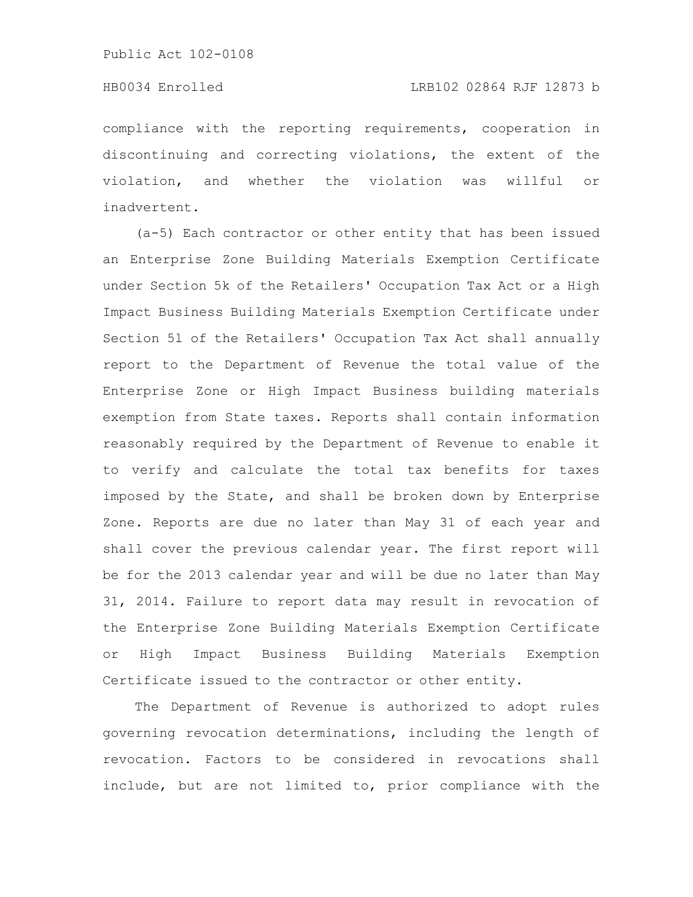compliance with the reporting requirements, cooperation in discontinuing and correcting violations, the extent of the violation, and whether the violation was willful or inadvertent.

(a-5) Each contractor or other entity that has been issued an Enterprise Zone Building Materials Exemption Certificate under Section 5k of the Retailers' Occupation Tax Act or a High Impact Business Building Materials Exemption Certificate under Section 5l of the Retailers' Occupation Tax Act shall annually report to the Department of Revenue the total value of the Enterprise Zone or High Impact Business building materials exemption from State taxes. Reports shall contain information reasonably required by the Department of Revenue to enable it to verify and calculate the total tax benefits for taxes imposed by the State, and shall be broken down by Enterprise Zone. Reports are due no later than May 31 of each year and shall cover the previous calendar year. The first report will be for the 2013 calendar year and will be due no later than May 31, 2014. Failure to report data may result in revocation of the Enterprise Zone Building Materials Exemption Certificate or High Impact Business Building Materials Exemption Certificate issued to the contractor or other entity.

The Department of Revenue is authorized to adopt rules governing revocation determinations, including the length of revocation. Factors to be considered in revocations shall include, but are not limited to, prior compliance with the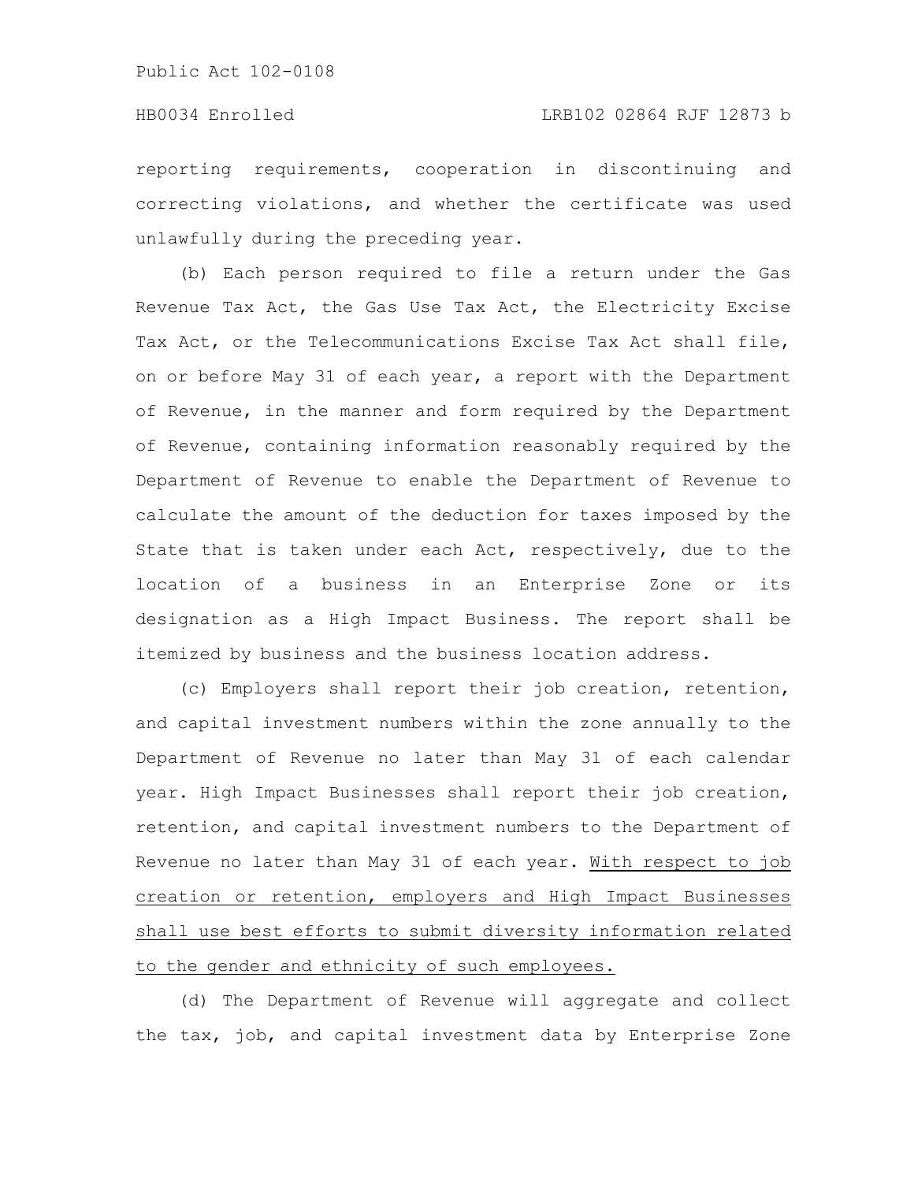reporting requirements, cooperation in discontinuing and correcting violations, and whether the certificate was used unlawfully during the preceding year.

(b) Each person required to file a return under the Gas Revenue Tax Act, the Gas Use Tax Act, the Electricity Excise Tax Act, or the Telecommunications Excise Tax Act shall file, on or before May 31 of each year, a report with the Department of Revenue, in the manner and form required by the Department of Revenue, containing information reasonably required by the Department of Revenue to enable the Department of Revenue to calculate the amount of the deduction for taxes imposed by the State that is taken under each Act, respectively, due to the location of a business in an Enterprise Zone or its designation as a High Impact Business. The report shall be itemized by business and the business location address.

(c) Employers shall report their job creation, retention, and capital investment numbers within the zone annually to the Department of Revenue no later than May 31 of each calendar year. High Impact Businesses shall report their job creation, retention, and capital investment numbers to the Department of Revenue no later than May 31 of each year. <u>With respect to job creation or retention, employers and High Impact Businesses shall use best efforts to submit diversity information related to the gender and ethnicity of such employees.</u>

(d) The Department of Revenue will aggregate and collect the tax, job, and capital investment data by Enterprise Zone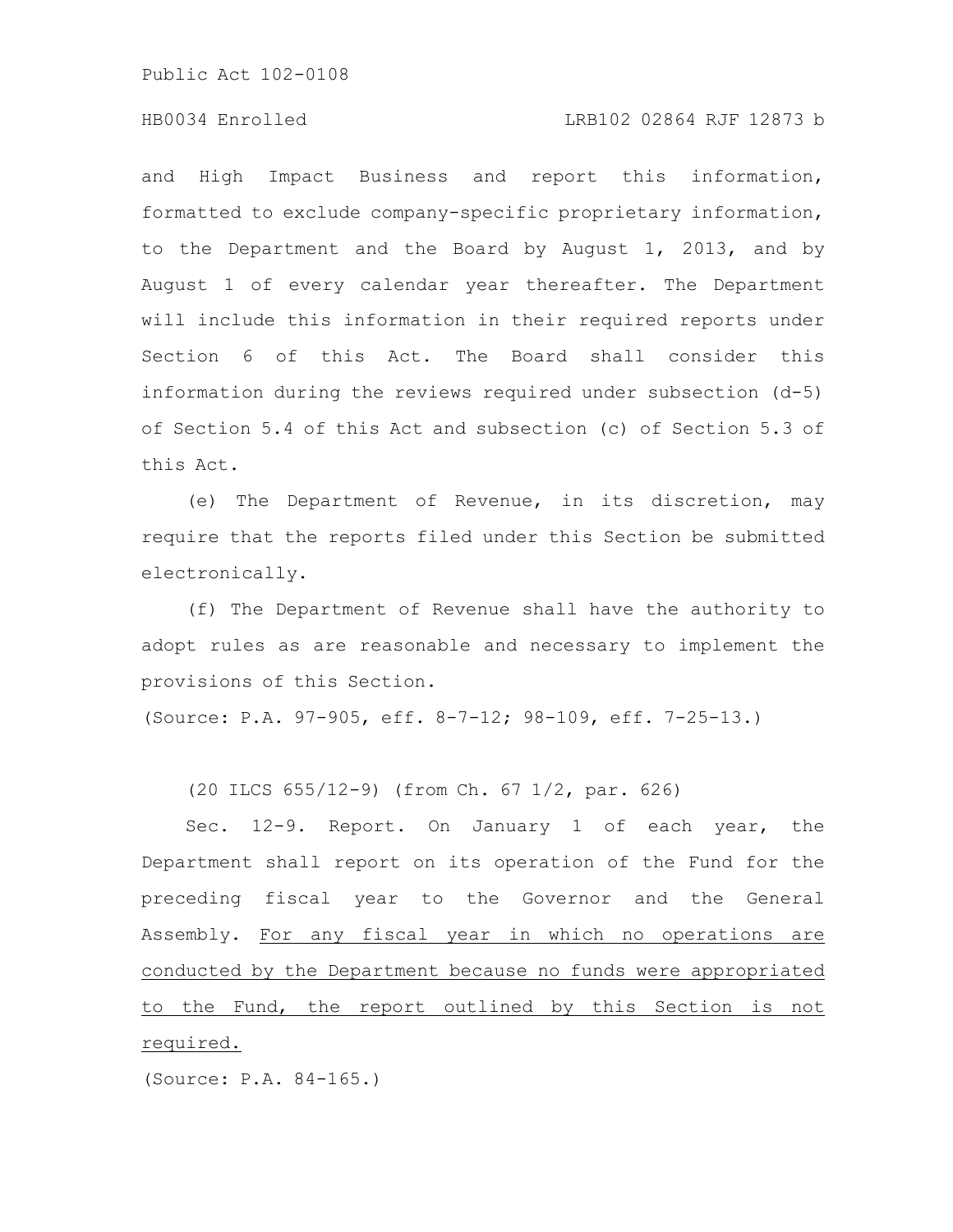and High Impact Business and report this information, formatted to exclude company-specific proprietary information, to the Department and the Board by August 1, 2013, and by August 1 of every calendar year thereafter. The Department will include this information in their required reports under Section 6 of this Act. The Board shall consider this information during the reviews required under subsection (d-5) of Section 5.4 of this Act and subsection (c) of Section 5.3 of this Act.

(e) The Department of Revenue, in its discretion, may require that the reports filed under this Section be submitted electronically.

(f) The Department of Revenue shall have the authority to adopt rules as are reasonable and necessary to implement the provisions of this Section.

(Source: P.A. 97-905, eff. 8-7-12; 98-109, eff. 7-25-13.)

(20 ILCS 655/12-9) (from Ch. 67 1/2, par. 626)

Sec. 12-9. Report. On January 1 of each year, the Department shall report on its operation of the Fund for the preceding fiscal year to the Governor and the General Assembly. <u>For any fiscal year in which no operations are conducted by the Department because no funds were appropriated to the Fund, the report outlined by this Section is not required.</u>

(Source: P.A. 84-165.)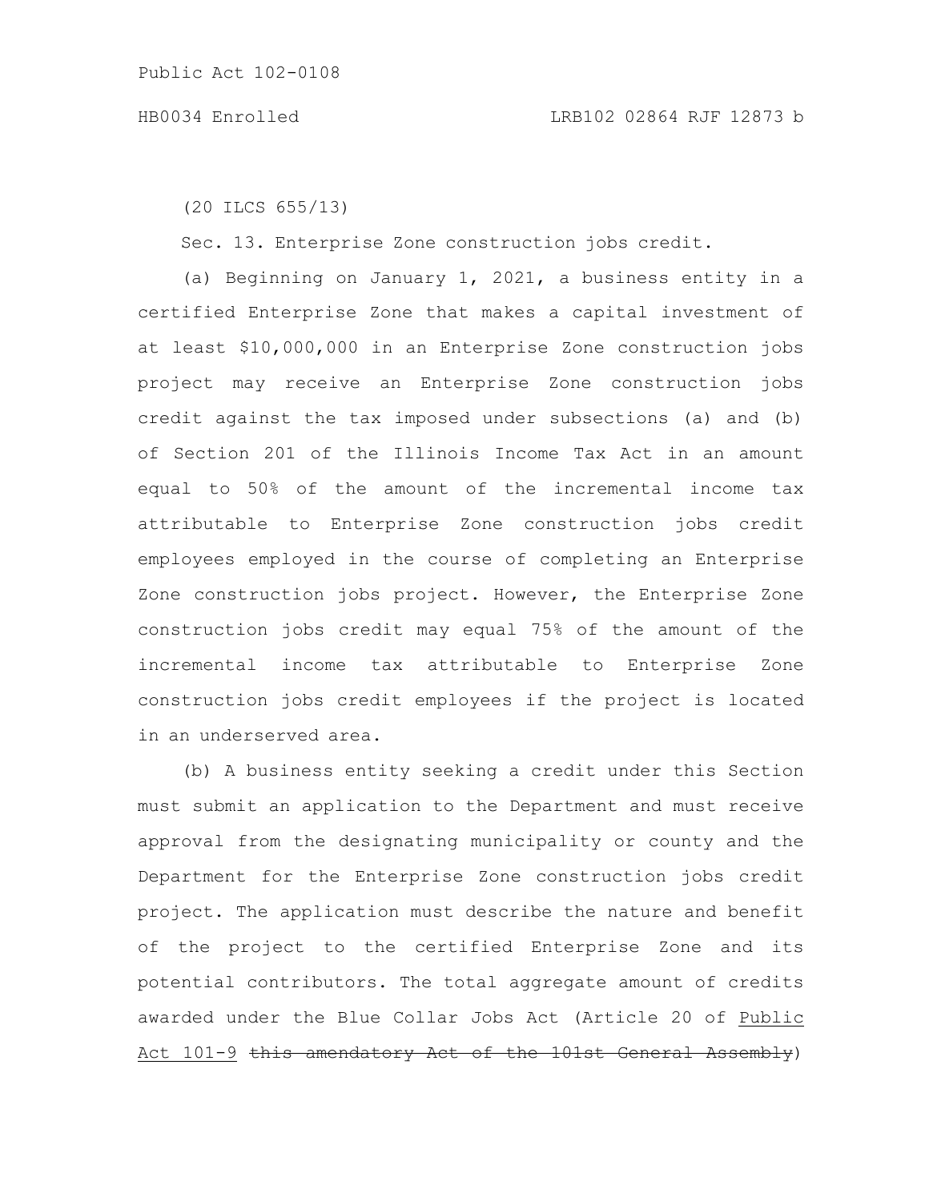(20 ILCS 655/13)

Sec. 13. Enterprise Zone construction jobs credit.

(a) Beginning on January 1, 2021, a business entity in a certified Enterprise Zone that makes a capital investment of at least $10,000,000 in an Enterprise Zone construction jobs project may receive an Enterprise Zone construction jobs credit against the tax imposed under subsections (a) and (b) of Section 201 of the Illinois Income Tax Act in an amount equal to 50% of the amount of the incremental income tax attributable to Enterprise Zone construction jobs credit employees employed in the course of completing an Enterprise Zone construction jobs project. However, the Enterprise Zone construction jobs credit may equal 75% of the amount of the incremental income tax attributable to Enterprise Zone construction jobs credit employees if the project is located in an underserved area.

(b) A business entity seeking a credit under this Section must submit an application to the Department and must receive approval from the designating municipality or county and the Department for the Enterprise Zone construction jobs credit project. The application must describe the nature and benefit of the project to the certified Enterprise Zone and its potential contributors. The total aggregate amount of credits awarded under the Blue Collar Jobs Act (Article 20 of Public Act 101-9 ~~this amendatory Act of the 101st General Assembly~~)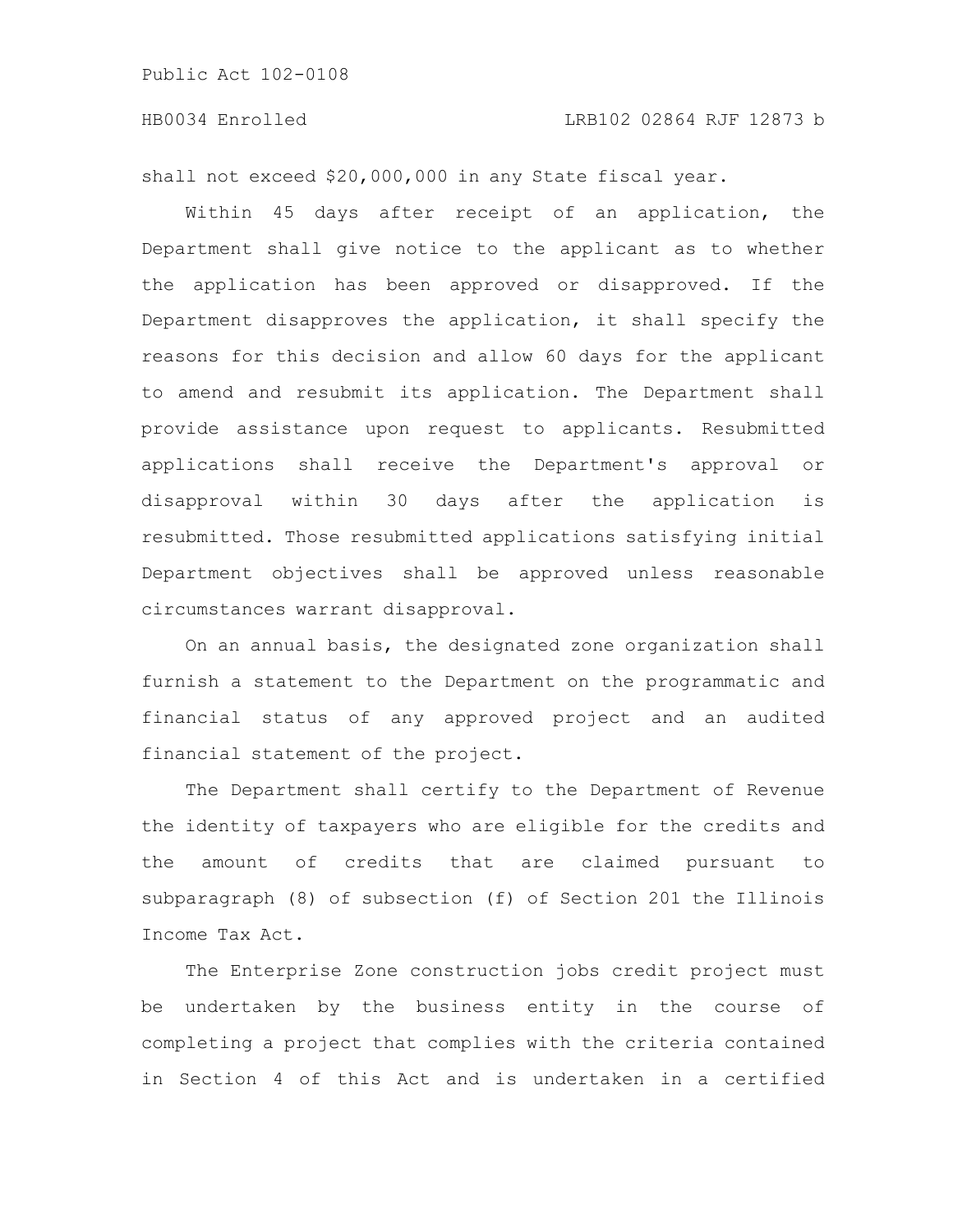shall not exceed $20,000,000 in any State fiscal year.

Within 45 days after receipt of an application, the Department shall give notice to the applicant as to whether the application has been approved or disapproved. If the Department disapproves the application, it shall specify the reasons for this decision and allow 60 days for the applicant to amend and resubmit its application. The Department shall provide assistance upon request to applicants. Resubmitted applications shall receive the Department's approval or disapproval within 30 days after the application is resubmitted. Those resubmitted applications satisfying initial Department objectives shall be approved unless reasonable circumstances warrant disapproval.

On an annual basis, the designated zone organization shall furnish a statement to the Department on the programmatic and financial status of any approved project and an audited financial statement of the project.

The Department shall certify to the Department of Revenue the identity of taxpayers who are eligible for the credits and the amount of credits that are claimed pursuant to subparagraph (8) of subsection (f) of Section 201 the Illinois Income Tax Act.

The Enterprise Zone construction jobs credit project must be undertaken by the business entity in the course of completing a project that complies with the criteria contained in Section 4 of this Act and is undertaken in a certified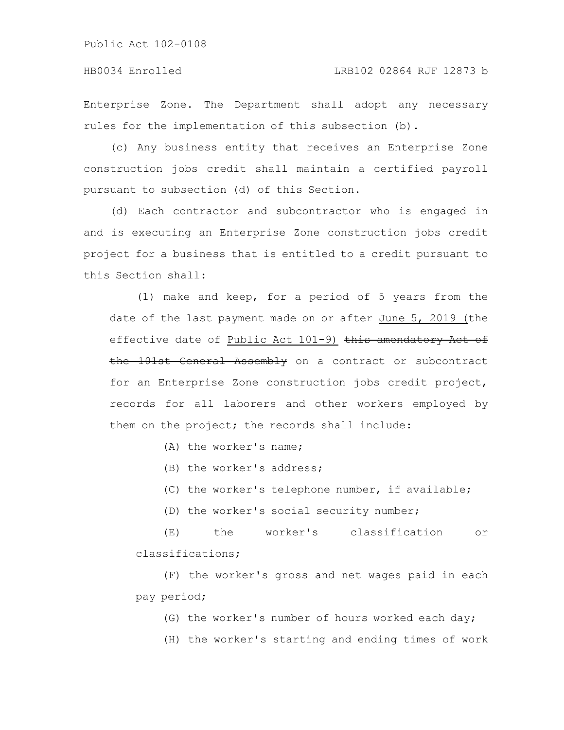Enterprise Zone. The Department shall adopt any necessary rules for the implementation of this subsection (b).

(c) Any business entity that receives an Enterprise Zone construction jobs credit shall maintain a certified payroll pursuant to subsection (d) of this Section.

(d) Each contractor and subcontractor who is engaged in and is executing an Enterprise Zone construction jobs credit project for a business that is entitled to a credit pursuant to this Section shall:

(1) make and keep, for a period of 5 years from the date of the last payment made on or after <u>June 5, 2019 (</u>the effective date of <u>Public Act 101-9)</u> ~~this amendatory Act of the 101st General Assembly~~ on a contract or subcontract for an Enterprise Zone construction jobs credit project, records for all laborers and other workers employed by them on the project; the records shall include:

(A) the worker's name;

(B) the worker's address;

(C) the worker's telephone number, if available;

(D) the worker's social security number;

(E) the worker's classification or classifications;

(F) the worker's gross and net wages paid in each pay period;

(G) the worker's number of hours worked each day;

(H) the worker's starting and ending times of work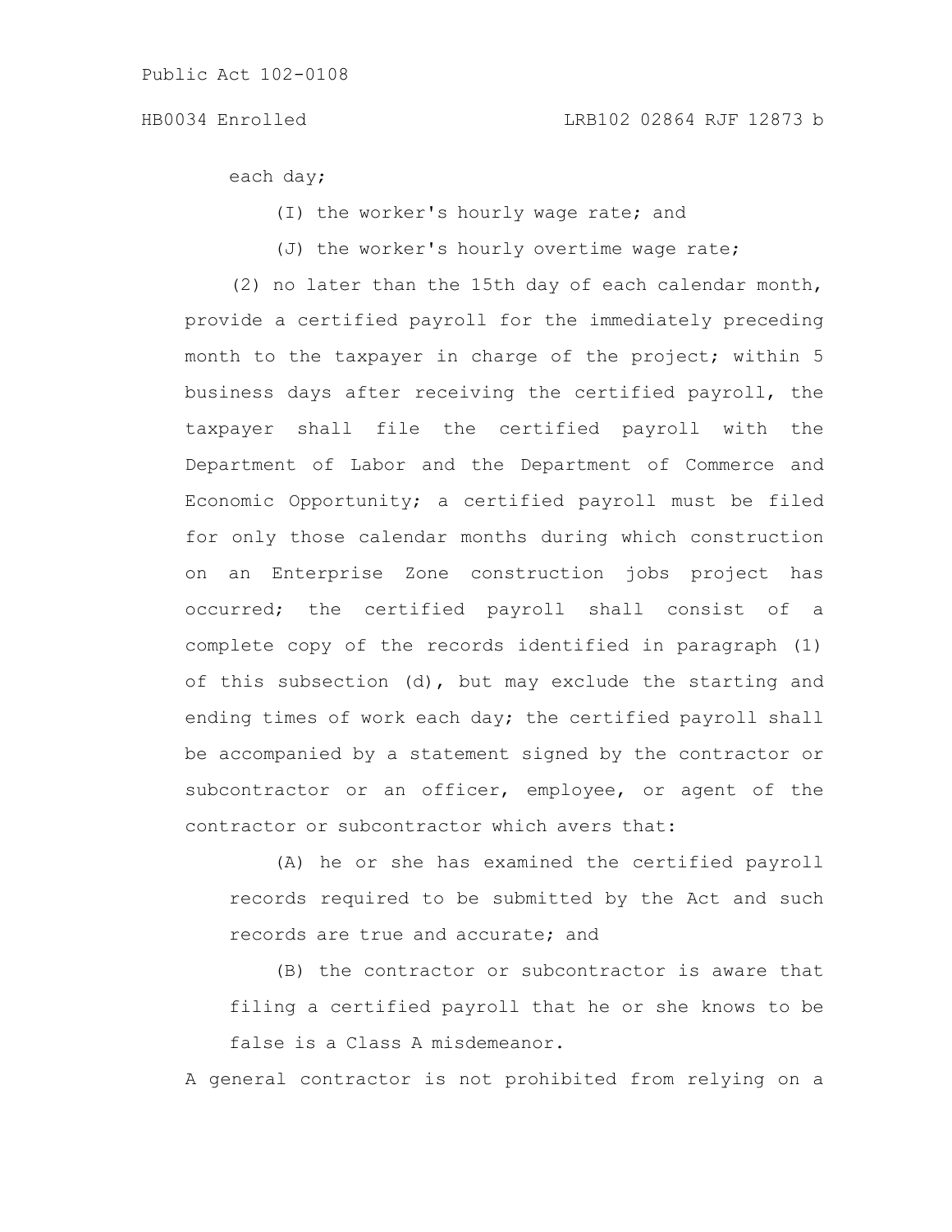each day;

(I) the worker's hourly wage rate; and

(J) the worker's hourly overtime wage rate;

(2) no later than the 15th day of each calendar month, provide a certified payroll for the immediately preceding month to the taxpayer in charge of the project; within 5 business days after receiving the certified payroll, the taxpayer shall file the certified payroll with the Department of Labor and the Department of Commerce and Economic Opportunity; a certified payroll must be filed for only those calendar months during which construction on an Enterprise Zone construction jobs project has occurred; the certified payroll shall consist of a complete copy of the records identified in paragraph (1) of this subsection (d), but may exclude the starting and ending times of work each day; the certified payroll shall be accompanied by a statement signed by the contractor or subcontractor or an officer, employee, or agent of the contractor or subcontractor which avers that:

(A) he or she has examined the certified payroll records required to be submitted by the Act and such records are true and accurate; and

(B) the contractor or subcontractor is aware that filing a certified payroll that he or she knows to be false is a Class A misdemeanor.

A general contractor is not prohibited from relying on a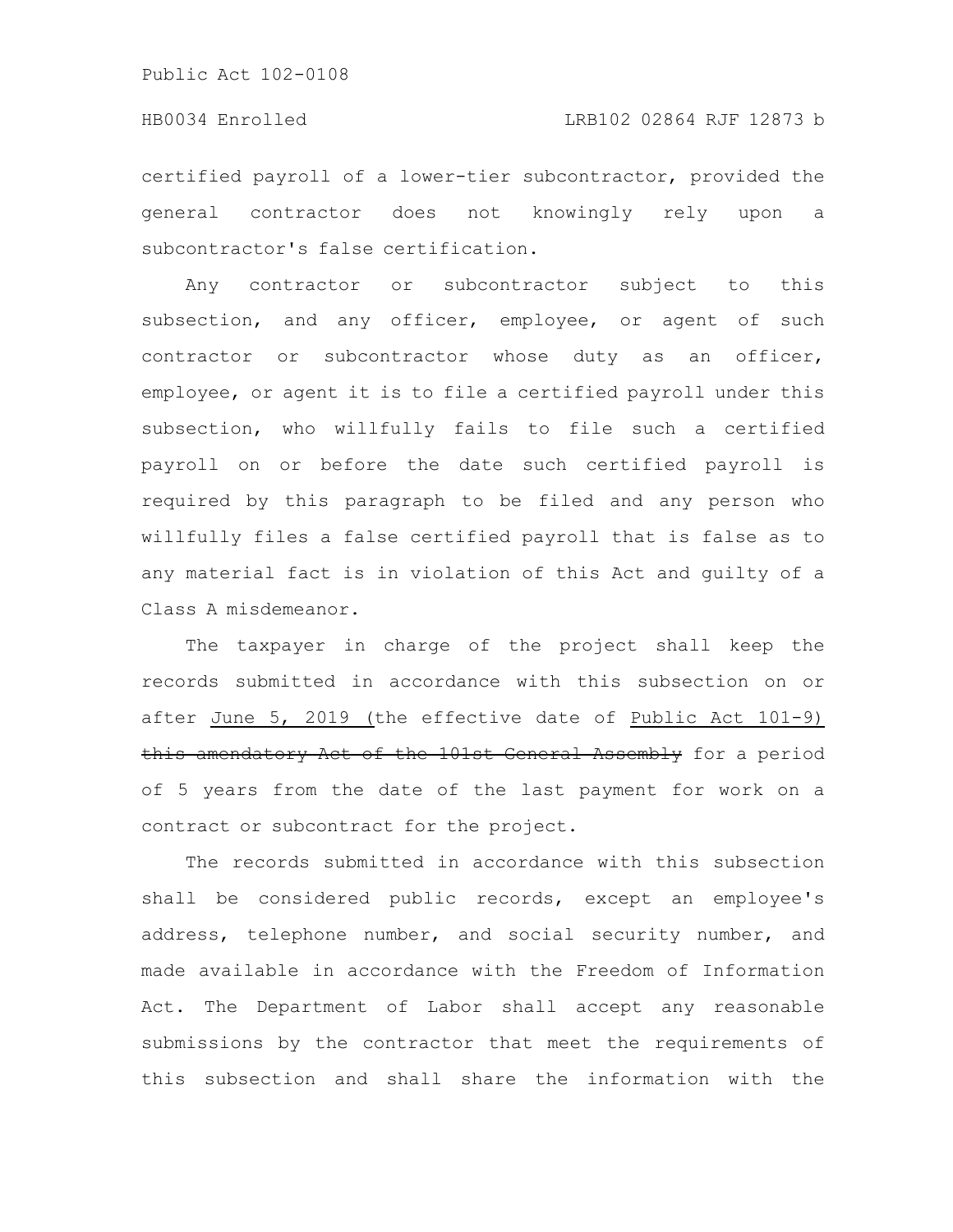certified payroll of a lower-tier subcontractor, provided the general contractor does not knowingly rely upon a subcontractor's false certification.

Any contractor or subcontractor subject to this subsection, and any officer, employee, or agent of such contractor or subcontractor whose duty as an officer, employee, or agent it is to file a certified payroll under this subsection, who willfully fails to file such a certified payroll on or before the date such certified payroll is required by this paragraph to be filed and any person who willfully files a false certified payroll that is false as to any material fact is in violation of this Act and guilty of a Class A misdemeanor.

The taxpayer in charge of the project shall keep the records submitted in accordance with this subsection on or after June 5, 2019 (the effective date of Public Act 101-9) ~~this amendatory Act of the 101st General Assembly~~ for a period of 5 years from the date of the last payment for work on a contract or subcontract for the project.

The records submitted in accordance with this subsection shall be considered public records, except an employee's address, telephone number, and social security number, and made available in accordance with the Freedom of Information Act. The Department of Labor shall accept any reasonable submissions by the contractor that meet the requirements of this subsection and shall share the information with the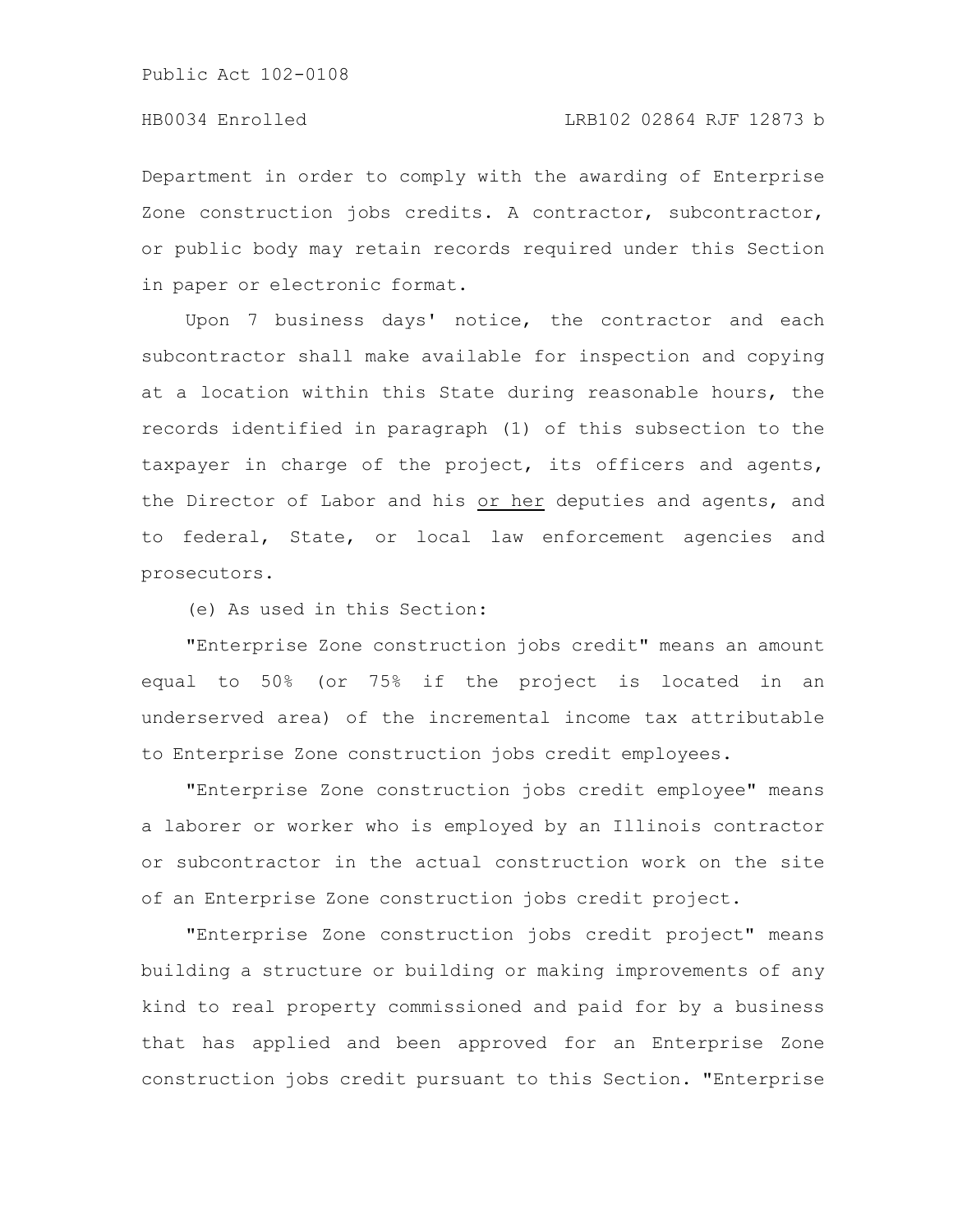Department in order to comply with the awarding of Enterprise Zone construction jobs credits. A contractor, subcontractor, or public body may retain records required under this Section in paper or electronic format.

Upon 7 business days' notice, the contractor and each subcontractor shall make available for inspection and copying at a location within this State during reasonable hours, the records identified in paragraph (1) of this subsection to the taxpayer in charge of the project, its officers and agents, the Director of Labor and his or her deputies and agents, and to federal, State, or local law enforcement agencies and prosecutors.

(e) As used in this Section:

"Enterprise Zone construction jobs credit" means an amount equal to 50% (or 75% if the project is located in an underserved area) of the incremental income tax attributable to Enterprise Zone construction jobs credit employees.

"Enterprise Zone construction jobs credit employee" means a laborer or worker who is employed by an Illinois contractor or subcontractor in the actual construction work on the site of an Enterprise Zone construction jobs credit project.

"Enterprise Zone construction jobs credit project" means building a structure or building or making improvements of any kind to real property commissioned and paid for by a business that has applied and been approved for an Enterprise Zone construction jobs credit pursuant to this Section. "Enterprise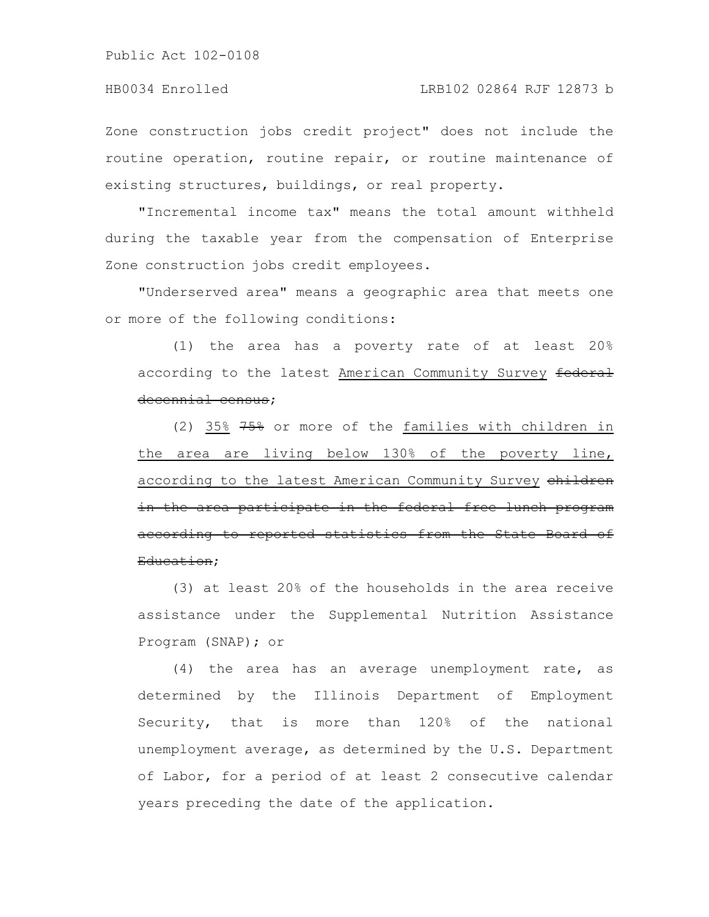Zone construction jobs credit project" does not include the routine operation, routine repair, or routine maintenance of existing structures, buildings, or real property.

"Incremental income tax" means the total amount withheld during the taxable year from the compensation of Enterprise Zone construction jobs credit employees.

"Underserved area" means a geographic area that meets one or more of the following conditions:

(1) the area has a poverty rate of at least 20% according to the latest <u>American Community Survey</u> ~~federal decennial census~~;

(2) <u>35%</u> ~~75%~~ or more of the <u>families with children in the area are living below 130% of the poverty line, according to the latest American Community Survey</u> ~~children in the area participate in the federal free lunch program according to reported statistics from the State Board of Education~~;

(3) at least 20% of the households in the area receive assistance under the Supplemental Nutrition Assistance Program (SNAP); or

(4) the area has an average unemployment rate, as determined by the Illinois Department of Employment Security, that is more than 120% of the national unemployment average, as determined by the U.S. Department of Labor, for a period of at least 2 consecutive calendar years preceding the date of the application.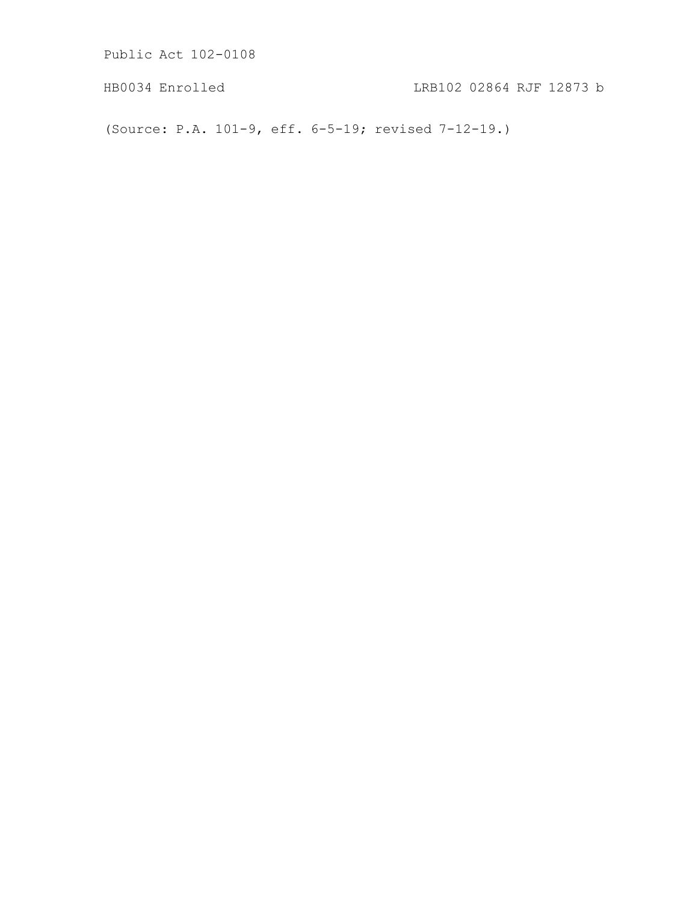(Source: P.A. 101-9, eff. 6-5-19; revised 7-12-19.)